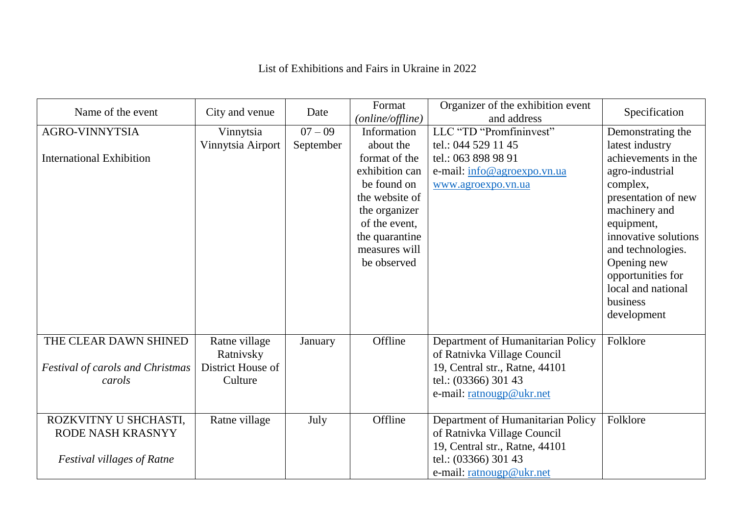# List of Exhibitions and Fairs in Ukraine in 2022

| Name of the event | City and venue | Date | Format *(online/offline)* | Organizer of the exhibition event and address | Specification |
|---|---|---|---|---|---|
| AGRO-VINNYTSIA<br><br>International Exhibition | Vinnytsia<br>Vinnytsia Airport | 07 – 09 September | Information about the format of the exhibition can be found on the website of the organizer of the event, the quarantine measures will be observed | LLC "TD "Promfininvest"<br>tel.: 044 529 11 45<br>tel.: 063 898 98 91<br>e-mail: info@agroexpo.vn.ua<br>www.agroexpo.vn.ua | Demonstrating the latest industry achievements in the agro-industrial complex, presentation of new machinery and equipment, innovative solutions and technologies. Opening new opportunities for local and national business development |
| THE CLEAR DAWN SHINED<br><br>*Festival of carols and Christmas carols* | Ratne village<br>Ratnivsky District House of Culture | January | Offline | Department of Humanitarian Policy of Ratnivka Village Council<br>19, Central str., Ratne, 44101<br>tel.: (03366) 301 43<br>e-mail: ratnougp@ukr.net | Folklore |
| ROZKVITNY U SHCHASTI, RODE NASH KRASNYY<br><br>*Festival villages of Ratne* | Ratne village | July | Offline | Department of Humanitarian Policy of Ratnivka Village Council<br>19, Central str., Ratne, 44101<br>tel.: (03366) 301 43<br>e-mail: ratnougp@ukr.net | Folklore |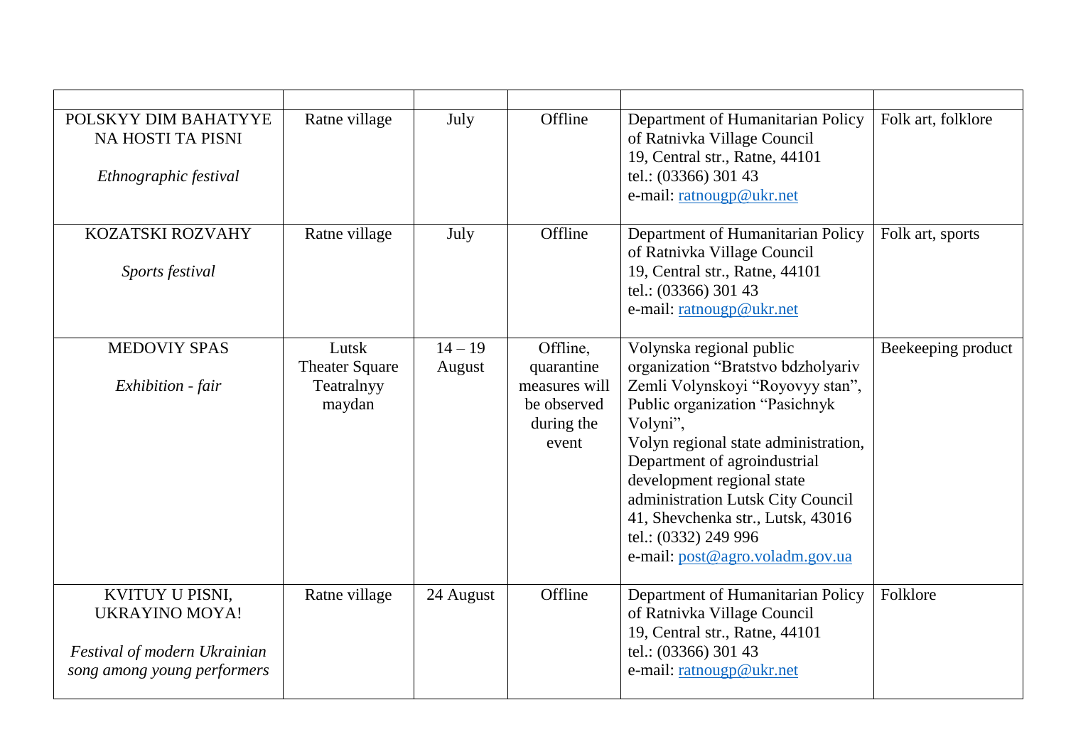| | | | | | |
|---|---|---|---|---|---|
| POLSKYY DIM BAHATYYE NA HOSTI TA PISNI<br><br>*Ethnographic festival* | Ratne village | July | Offline | Department of Humanitarian Policy of Ratnivka Village Council<br>19, Central str., Ratne, 44101<br>tel.: (03366) 301 43<br>e-mail: ratnougp@ukr.net | Folk art, folklore |
| KOZATSKI ROZVAHY<br><br>*Sports festival* | Ratne village | July | Offline | Department of Humanitarian Policy of Ratnivka Village Council<br>19, Central str., Ratne, 44101<br>tel.: (03366) 301 43<br>e-mail: ratnougp@ukr.net | Folk art, sports |
| MEDOVIY SPAS<br><br>*Exhibition - fair* | Lutsk<br>Theater Square<br>Teatralnyy maydan | 14 – 19 August | Offline, quarantine measures will be observed during the event | Volynska regional public organization "Bratstvo bdzholyariv Zemli Volynskoyi "Royovyy stan", Public organization "Pasichnyk Volyni",<br>Volyn regional state administration, Department of agroindustrial development regional state administration Lutsk City Council<br>41, Shevchenka str., Lutsk, 43016<br>tel.: (0332) 249 996<br>e-mail: post@agro.voladm.gov.ua | Beekeeping product |
| KVITUY U PISNI, UKRAYINO MOYA!<br><br>*Festival of modern Ukrainian song among young performers* | Ratne village | 24 August | Offline | Department of Humanitarian Policy of Ratnivka Village Council<br>19, Central str., Ratne, 44101<br>tel.: (03366) 301 43<br>e-mail: ratnougp@ukr.net | Folklore |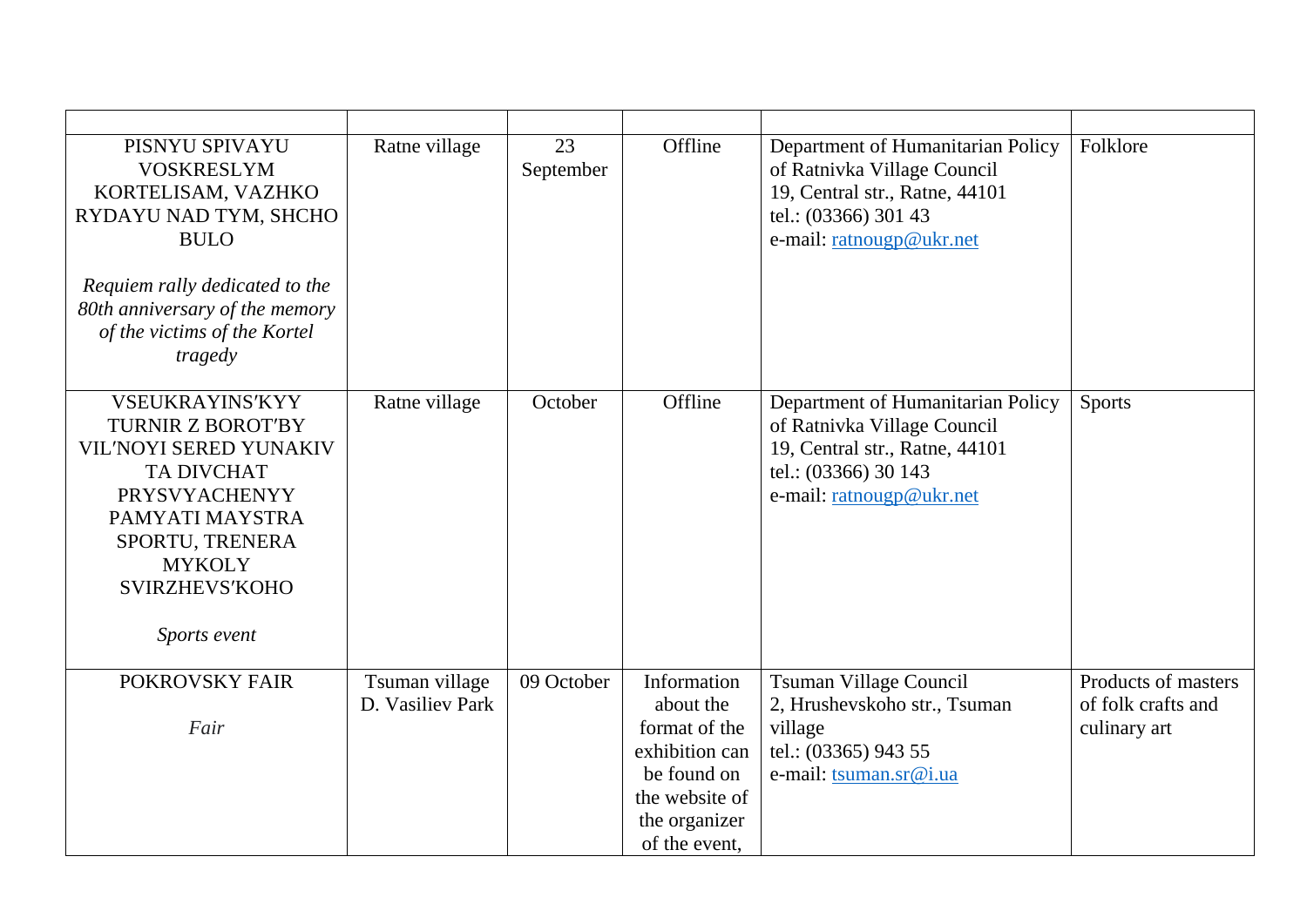| | | | | | |
|---|---|---|---|---|---|
| PISNYU SPIVAYU VOSKRESLYM KORTELISAM, VAZHKO RYDAYU NAD TYM, SHCHO BULO<br><br>*Requiem rally dedicated to the 80th anniversary of the memory of the victims of the Kortel tragedy* | Ratne village | 23 September | Offline | Department of Humanitarian Policy of Ratnivka Village Council<br>19, Central str., Ratne, 44101<br>tel.: (03366) 301 43<br>e-mail: ratnougp@ukr.net | Folklore |
| VSEUKRAYINS′KYY TURNIR Z BOROT′BY VIL′NOYI SERED YUNAKIV TA DIVCHAT PRYSVYACHENYY PAMYATI MAYSTRA SPORTU, TRENERA MYKOLY SVIRZHEVS′KOHO<br><br>*Sports event* | Ratne village | October | Offline | Department of Humanitarian Policy of Ratnivka Village Council<br>19, Central str., Ratne, 44101<br>tel.: (03366) 30 143<br>e-mail: ratnougp@ukr.net | Sports |
| POKROVSKY FAIR<br><br>*Fair* | Tsuman village D. Vasiliev Park | 09 October | Information about the format of the exhibition can be found on the website of the organizer of the event, | Tsuman Village Council<br>2, Hrushevskoho str., Tsuman village<br>tel.: (03365) 943 55<br>e-mail: tsuman.sr@i.ua | Products of masters of folk crafts and culinary art |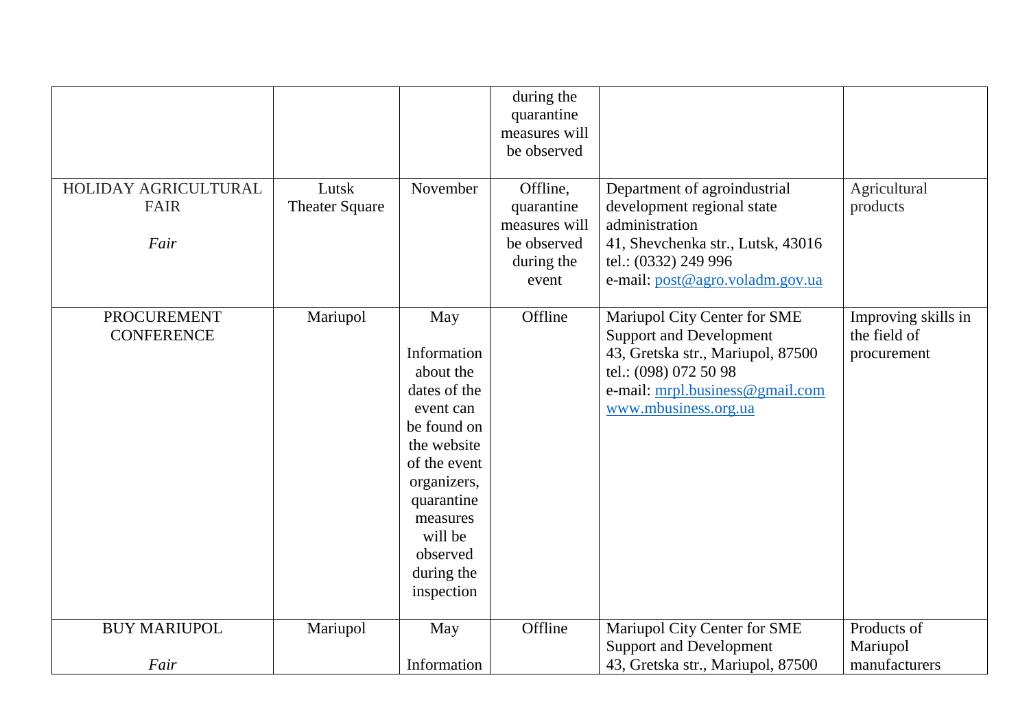| | | | during the quarantine measures will be observed | | |
|---|---|---|---|---|---|
| HOLIDAY AGRICULTURAL FAIR<br><br>*Fair* | Lutsk<br>Theater Square | November | Offline, quarantine measures will be observed during the event | Department of agroindustrial development regional state administration<br>41, Shevchenka str., Lutsk, 43016<br>tel.: (0332) 249 996<br>e-mail: post@agro.voladm.gov.ua | Agricultural products |
| PROCUREMENT CONFERENCE | Mariupol | May<br><br>Information about the dates of the event can be found on the website of the event organizers, quarantine measures will be observed during the inspection | Offline | Mariupol City Center for SME Support and Development<br>43, Gretska str., Mariupol, 87500<br>tel.: (098) 072 50 98<br>e-mail: mrpl.business@gmail.com<br>www.mbusiness.org.ua | Improving skills in the field of procurement |
| BUY MARIUPOL<br><br>*Fair* | Mariupol | May<br><br>Information | Offline | Mariupol City Center for SME Support and Development<br>43, Gretska str., Mariupol, 87500 | Products of Mariupol manufacturers |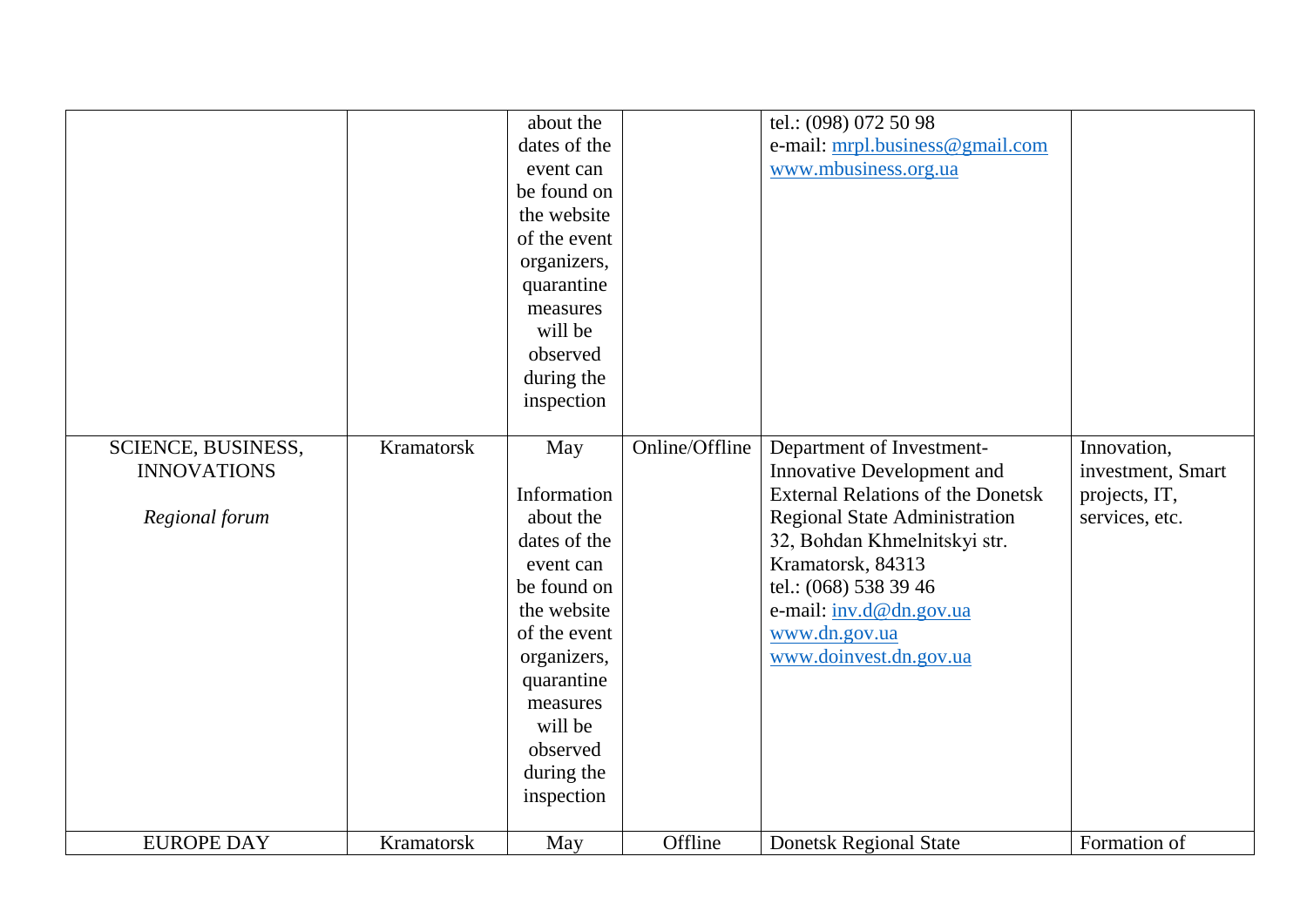| | | | | | |
|---|---|---|---|---|---|
| | | about the dates of the event can be found on the website of the event organizers, quarantine measures will be observed during the inspection | | tel.: (098) 072 50 98<br>e-mail: mrpl.business@gmail.com<br>www.mbusiness.org.ua | |
| SCIENCE, BUSINESS, INNOVATIONS<br><br>*Regional forum* | Kramatorsk | May<br><br>Information about the dates of the event can be found on the website of the event organizers, quarantine measures will be observed during the inspection | Online/Offline | Department of Investment-Innovative Development and External Relations of the Donetsk Regional State Administration<br>32, Bohdan Khmelnitskyi str.<br>Kramatorsk, 84313<br>tel.: (068) 538 39 46<br>e-mail: inv.d@dn.gov.ua<br>www.dn.gov.ua<br>www.doinvest.dn.gov.ua | Innovation, investment, Smart projects, IT, services, etc. |
| EUROPE DAY | Kramatorsk | May | Offline | Donetsk Regional State | Formation of |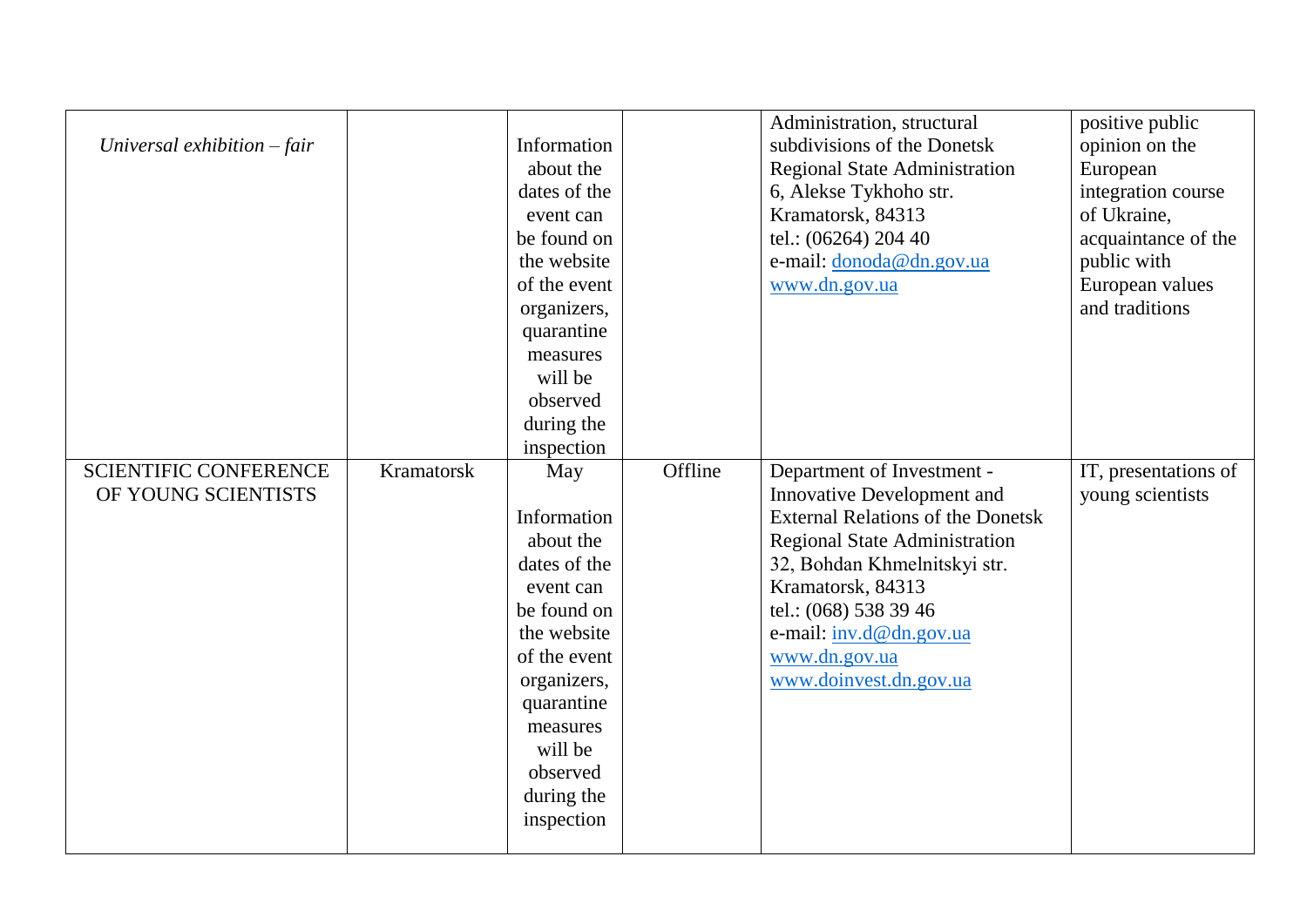| | | | | | |
|---|---|---|---|---|---|
| *Universal exhibition – fair* | | Information about the dates of the event can be found on the website of the event organizers, quarantine measures will be observed during the inspection | | Administration, structural subdivisions of the Donetsk Regional State Administration<br>6, Alekse Tykhoho str.<br>Kramatorsk, 84313<br>tel.: (06264) 204 40<br>e-mail: donoda@dn.gov.ua<br>www.dn.gov.ua | positive public opinion on the European integration course of Ukraine, acquaintance of the public with European values and traditions |
| SCIENTIFIC CONFERENCE OF YOUNG SCIENTISTS | Kramatorsk | May<br><br>Information about the dates of the event can be found on the website of the event organizers, quarantine measures will be observed during the inspection | Offline | Department of Investment - Innovative Development and External Relations of the Donetsk Regional State Administration<br>32, Bohdan Khmelnitskyi str.<br>Kramatorsk, 84313<br>tel.: (068) 538 39 46<br>e-mail: inv.d@dn.gov.ua<br>www.dn.gov.ua<br>www.doinvest.dn.gov.ua | IT, presentations of young scientists |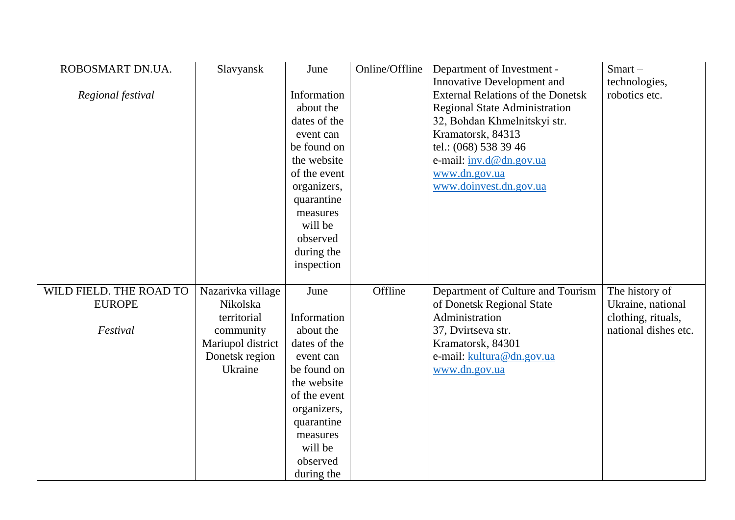| ROBOSMART DN.UA.<br><br>*Regional festival* | Slavyansk | June<br><br>Information about the dates of the event can be found on the website of the event organizers, quarantine measures will be observed during the inspection | Online/Offline | Department of Investment - Innovative Development and External Relations of the Donetsk Regional State Administration<br>32, Bohdan Khmelnitskyi str.<br>Kramatorsk, 84313<br>tel.: (068) 538 39 46<br>e-mail: inv.d@dn.gov.ua<br>www.dn.gov.ua<br>www.doinvest.dn.gov.ua | Smart – technologies, robotics etc. |
|---|---|---|---|---|---|
| WILD FIELD. THE ROAD TO EUROPE<br><br>*Festival* | Nazarivka village Nikolska territorial community Mariupol district Donetsk region Ukraine | June<br><br>Information about the dates of the event can be found on the website of the event organizers, quarantine measures will be observed during the | Offline | Department of Culture and Tourism of Donetsk Regional State Administration<br>37, Dvirtseva str.<br>Kramatorsk, 84301<br>e-mail: kultura@dn.gov.ua<br>www.dn.gov.ua | The history of Ukraine, national clothing, rituals, national dishes etc. |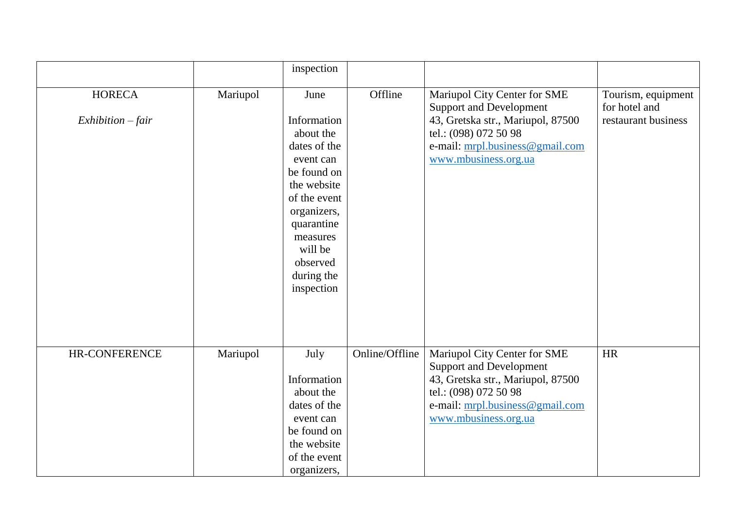| | | | | | |
|---|---|---|---|---|---|
| | | inspection | | | |
| HORECA<br><br>*Exhibition – fair* | Mariupol | June<br><br>Information about the dates of the event can be found on the website of the event organizers, quarantine measures will be observed during the inspection | Offline | Mariupol City Center for SME Support and Development<br>43, Gretska str., Mariupol, 87500<br>tel.: (098) 072 50 98<br>e-mail: mrpl.business@gmail.com<br>www.mbusiness.org.ua | Tourism, equipment for hotel and restaurant business |
| HR-CONFERENCE | Mariupol | July<br><br>Information about the dates of the event can be found on the website of the event organizers, | Online/Offline | Mariupol City Center for SME Support and Development<br>43, Gretska str., Mariupol, 87500<br>tel.: (098) 072 50 98<br>e-mail: mrpl.business@gmail.com<br>www.mbusiness.org.ua | HR |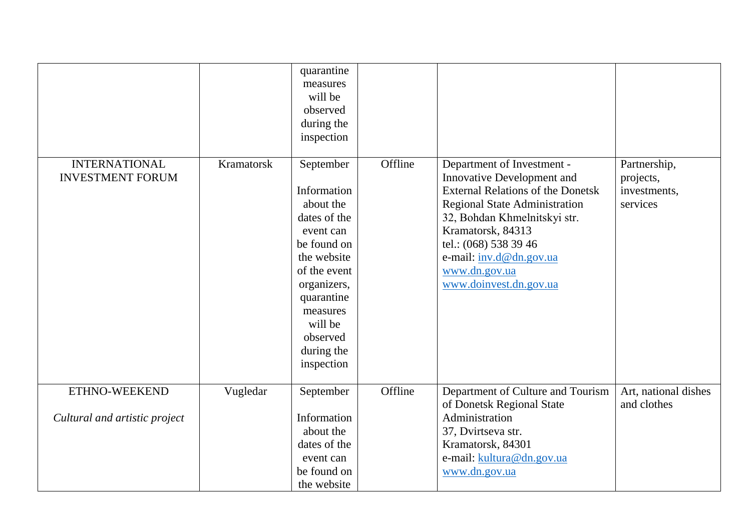| | | | | | |
|---|---|---|---|---|---|
| | | quarantine measures will be observed during the inspection | | | |
| INTERNATIONAL INVESTMENT FORUM | Kramatorsk | September<br><br>Information about the dates of the event can be found on the website of the event organizers, quarantine measures will be observed during the inspection | Offline | Department of Investment - Innovative Development and External Relations of the Donetsk Regional State Administration<br>32, Bohdan Khmelnitskyi str.<br>Kramatorsk, 84313<br>tel.: (068) 538 39 46<br>e-mail: inv.d@dn.gov.ua<br>www.dn.gov.ua<br>www.doinvest.dn.gov.ua | Partnership, projects, investments, services |
| ETHNO-WEEKEND<br><br>*Cultural and artistic project* | Vugledar | September<br><br>Information about the dates of the event can be found on the website | Offline | Department of Culture and Tourism of Donetsk Regional State Administration<br>37, Dvirtseva str.<br>Kramatorsk, 84301<br>e-mail: kultura@dn.gov.ua<br>www.dn.gov.ua | Art, national dishes and clothes |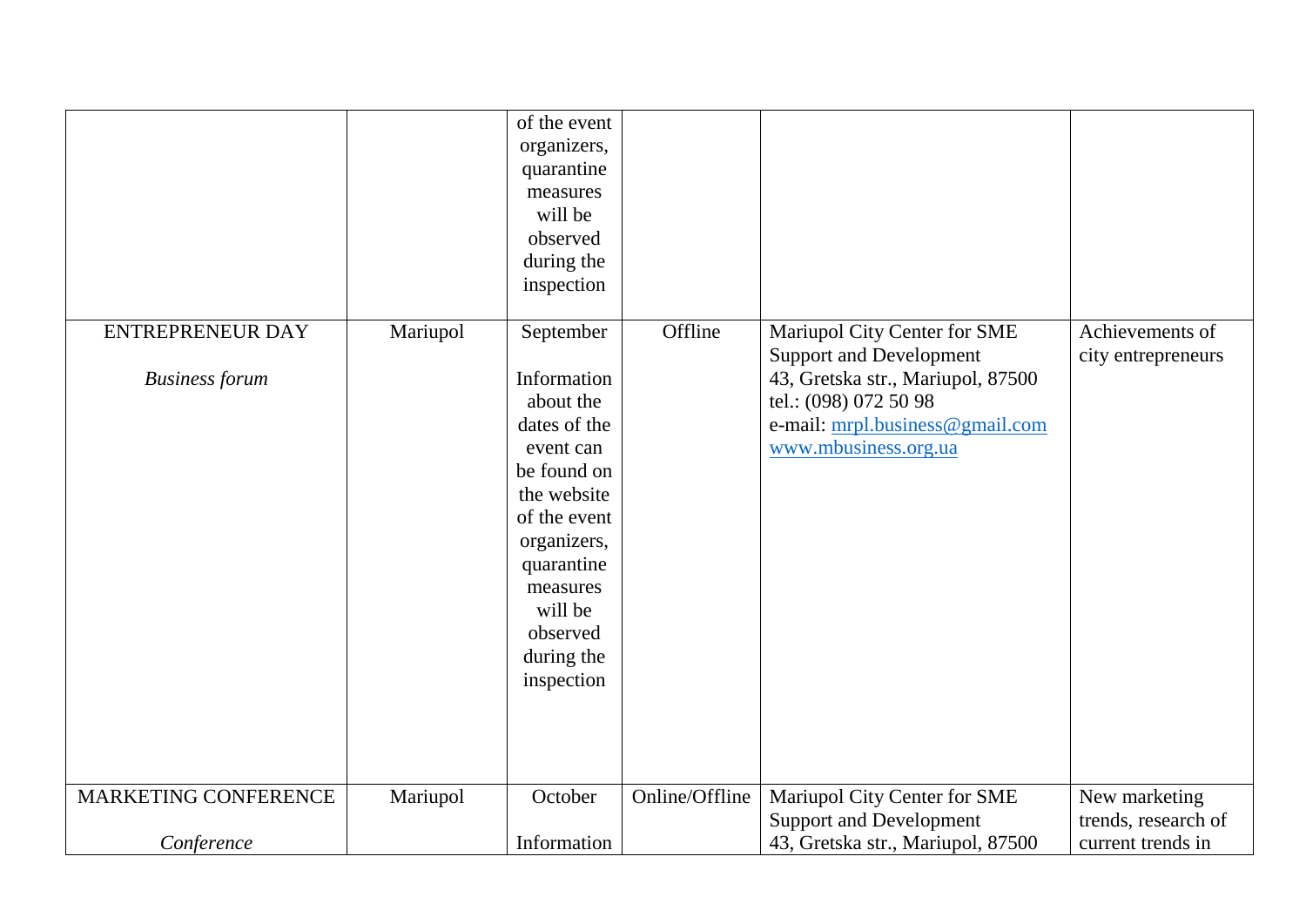| | | | | | |
|---|---|---|---|---|---|
| | | of the event organizers, quarantine measures will be observed during the inspection | | | |
| ENTREPRENEUR DAY<br><br>*Business forum* | Mariupol | September<br><br>Information about the dates of the event can be found on the website of the event organizers, quarantine measures will be observed during the inspection | Offline | Mariupol City Center for SME Support and Development<br>43, Gretska str., Mariupol, 87500<br>tel.: (098) 072 50 98<br>e-mail: mrpl.business@gmail.com<br>www.mbusiness.org.ua | Achievements of city entrepreneurs |
| MARKETING CONFERENCE<br><br>*Conference* | Mariupol | October<br><br>Information | Online/Offline | Mariupol City Center for SME Support and Development<br>43, Gretska str., Mariupol, 87500 | New marketing trends, research of current trends in |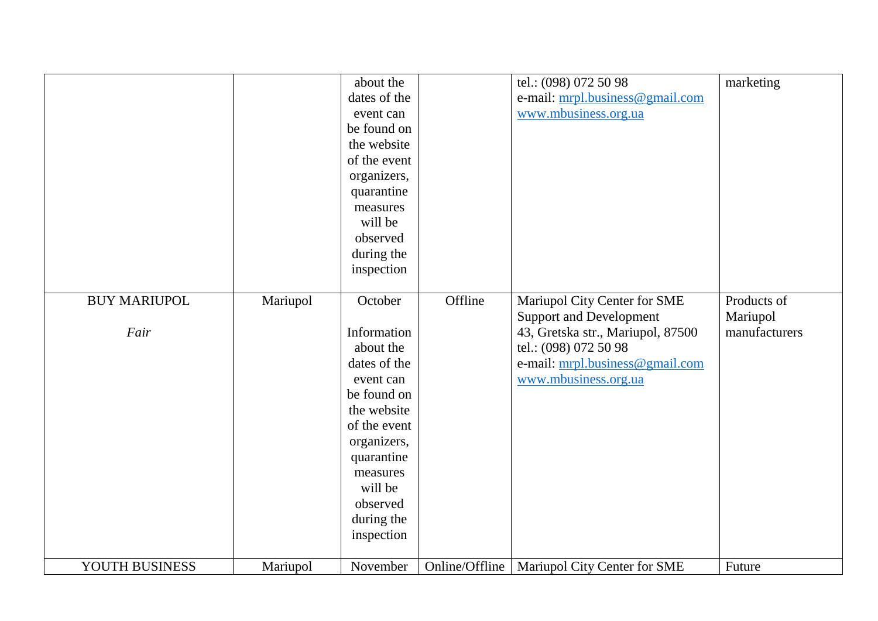| | | | | | |
|---|---|---|---|---|---|
| | | about the dates of the event can be found on the website of the event organizers, quarantine measures will be observed during the inspection | | tel.: (098) 072 50 98<br>e-mail: mrpl.business@gmail.com<br>www.mbusiness.org.ua | marketing |
| BUY MARIUPOL<br><br>*Fair* | Mariupol | October<br><br>Information about the dates of the event can be found on the website of the event organizers, quarantine measures will be observed during the inspection | Offline | Mariupol City Center for SME Support and Development<br>43, Gretska str., Mariupol, 87500<br>tel.: (098) 072 50 98<br>e-mail: mrpl.business@gmail.com<br>www.mbusiness.org.ua | Products of Mariupol manufacturers |
| YOUTH BUSINESS | Mariupol | November | Online/Offline | Mariupol City Center for SME | Future |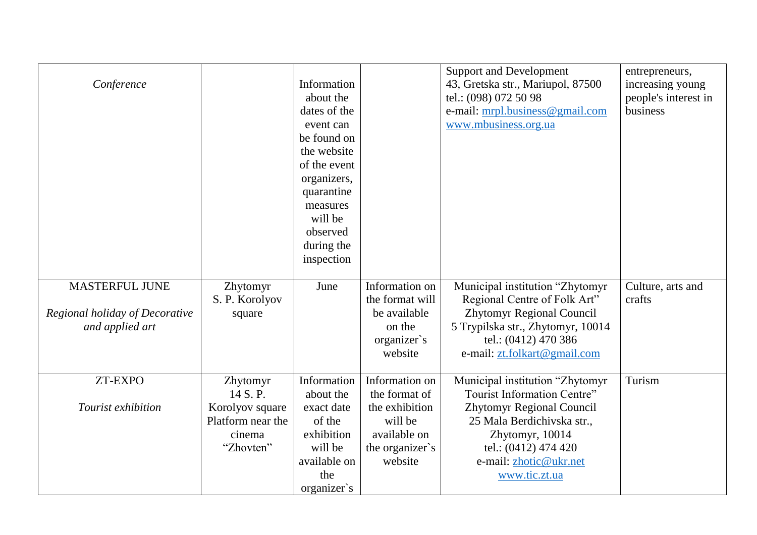| | | | | | |
|---|---|---|---|---|---|
| *Conference* | | Information about the dates of the event can be found on the website of the event organizers, quarantine measures will be observed during the inspection | | Support and Development<br>43, Gretska str., Mariupol, 87500<br>tel.: (098) 072 50 98<br>e-mail: mrpl.business@gmail.com<br>www.mbusiness.org.ua | entrepreneurs, increasing young people's interest in business |
| MASTERFUL JUNE<br><br>*Regional holiday of Decorative and applied art* | Zhytomyr<br>S. P. Korolyov square | June | Information on the format will be available on the organizer`s website | Municipal institution "Zhytomyr Regional Centre of Folk Art"<br>Zhytomyr Regional Council<br>5 Trypilska str., Zhytomyr, 10014<br>tel.: (0412) 470 386<br>e-mail: zt.folkart@gmail.com | Culture, arts and crafts |
| ZT-EXPO<br><br>*Tourist exhibition* | Zhytomyr<br>14 S. P. Korolyov square<br>Platform near the cinema "Zhovten" | Information about the exact date of the exhibition will be available on the organizer`s | Information on the format of the exhibition will be available on the organizer`s website | Municipal institution "Zhytomyr Tourist Information Centre"<br>Zhytomyr Regional Council<br>25 Mala Berdichivska str., Zhytomyr, 10014<br>tel.: (0412) 474 420<br>e-mail: zhotic@ukr.net<br>www.tic.zt.ua | Turism |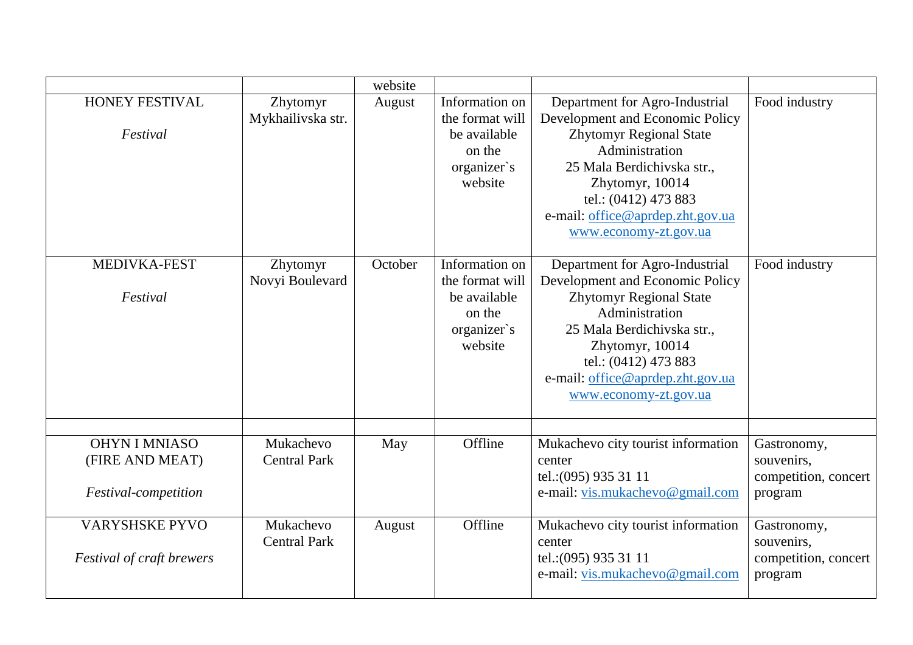| | | website | | | |
|---|---|---|---|---|---|
| HONEY FESTIVAL<br><br>*Festival* | Zhytomyr Mykhailivska str. | August | Information on the format will be available on the organizer`s website | Department for Agro-Industrial Development and Economic Policy Zhytomyr Regional State Administration<br>25 Mala Berdichivska str., Zhytomyr, 10014<br>tel.: (0412) 473 883<br>e-mail: office@aprdep.zht.gov.ua<br>www.economy-zt.gov.ua | Food industry |
| MEDIVKA-FEST<br><br>*Festival* | Zhytomyr Novyi Boulevard | October | Information on the format will be available on the organizer`s website | Department for Agro-Industrial Development and Economic Policy Zhytomyr Regional State Administration<br>25 Mala Berdichivska str., Zhytomyr, 10014<br>tel.: (0412) 473 883<br>e-mail: office@aprdep.zht.gov.ua<br>www.economy-zt.gov.ua | Food industry |
| | | | | | |
| OHYN I MNIASO (FIRE AND MEAT)<br><br>*Festival-competition* | Mukachevo Central Park | May | Offline | Mukachevo city tourist information center<br>tel.:(095) 935 31 11<br>e-mail: vis.mukachevo@gmail.com | Gastronomy, souvenirs, competition, concert program |
| VARYSHSKE PYVO<br><br>*Festival of craft brewers* | Mukachevo Central Park | August | Offline | Mukachevo city tourist information center<br>tel.:(095) 935 31 11<br>e-mail: vis.mukachevo@gmail.com | Gastronomy, souvenirs, competition, concert program |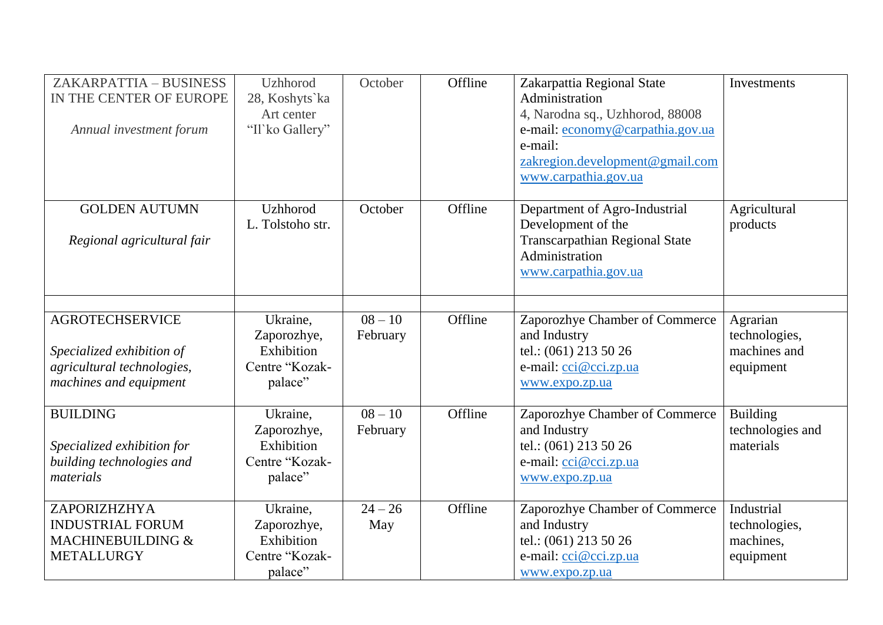| | | | | | |
|---|---|---|---|---|---|
| ZAKARPATTIA – BUSINESS IN THE CENTER OF EUROPE<br><br>*Annual investment forum* | Uzhhorod<br>28, Koshyts`ka<br>Art center<br>“Il`ko Gallery” | October | Offline | Zakarpattia Regional State Administration<br>4, Narodna sq., Uzhhorod, 88008<br>e-mail: economy@carpathia.gov.ua<br>e-mail: zakregion.development@gmail.com<br>www.carpathia.gov.ua | Investments |
| GOLDEN AUTUMN<br><br>*Regional agricultural fair* | Uzhhorod<br>L. Tolstoho str. | October | Offline | Department of Agro-Industrial Development of the Transcarpathian Regional State Administration<br>www.carpathia.gov.ua | Agricultural products |
| | | | | | |
| AGROTECHSERVICE<br><br>*Specialized exhibition of agricultural technologies, machines and equipment* | Ukraine, Zaporozhye, Exhibition Centre “Kozak-palace” | 08 – 10 February | Offline | Zaporozhye Chamber of Commerce and Industry<br>tel.: (061) 213 50 26<br>e-mail: cci@cci.zp.ua<br>www.expo.zp.ua | Agrarian technologies, machines and equipment |
| BUILDING<br><br>*Specialized exhibition for building technologies and materials* | Ukraine, Zaporozhye, Exhibition Centre “Kozak-palace” | 08 – 10 February | Offline | Zaporozhye Chamber of Commerce and Industry<br>tel.: (061) 213 50 26<br>e-mail: cci@cci.zp.ua<br>www.expo.zp.ua | Building technologies and materials |
| ZAPORIZHZHYA INDUSTRIAL FORUM MACHINEBUILDING & METALLURGY | Ukraine, Zaporozhye, Exhibition Centre “Kozak-palace” | 24 – 26 May | Offline | Zaporozhye Chamber of Commerce and Industry<br>tel.: (061) 213 50 26<br>e-mail: cci@cci.zp.ua<br>www.expo.zp.ua | Industrial technologies, machines, equipment |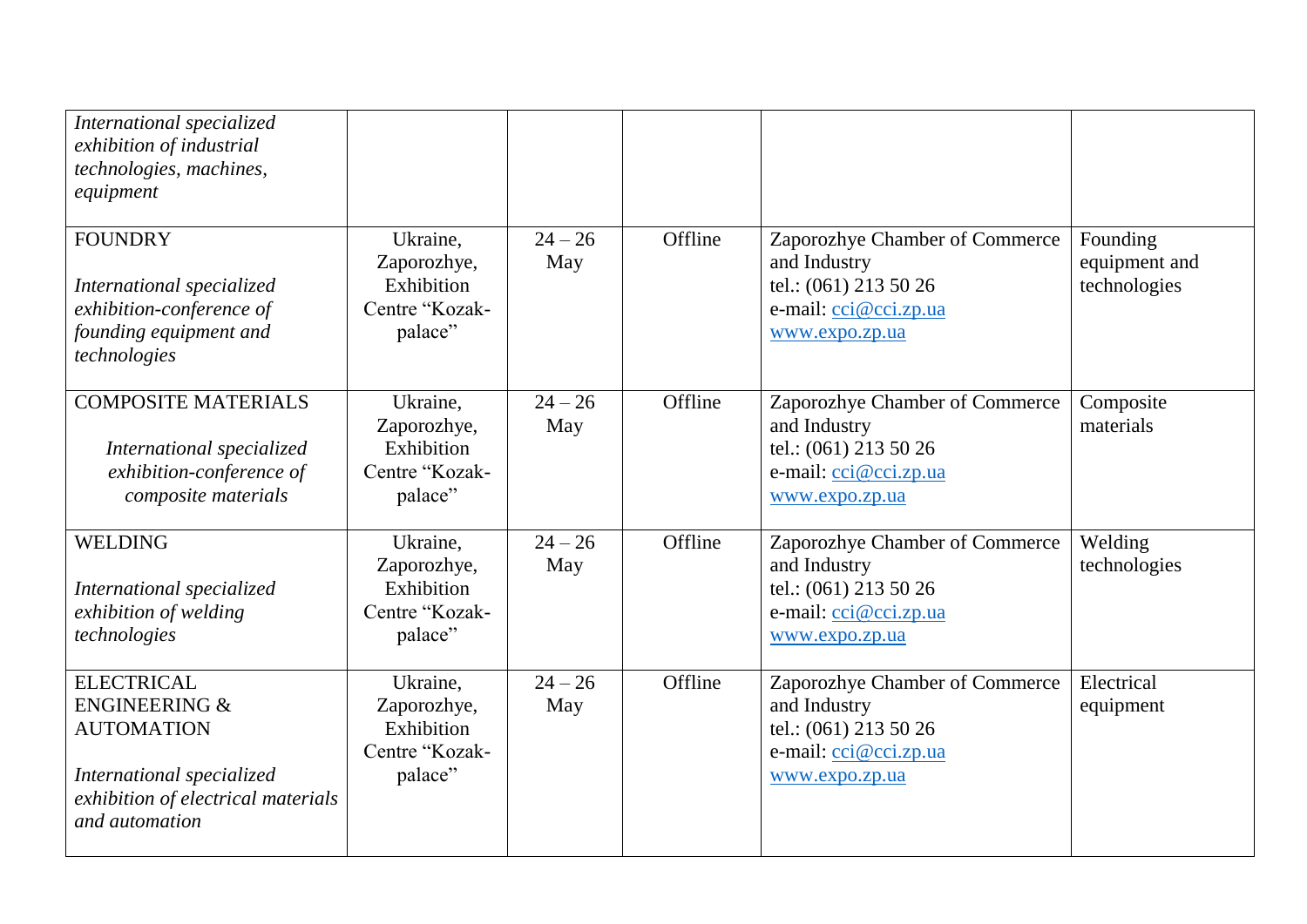| | | | | | |
|---|---|---|---|---|---|
| *International specialized exhibition of industrial technologies, machines, equipment* | | | | | |
| FOUNDRY<br><br>*International specialized exhibition-conference of founding equipment and technologies* | Ukraine, Zaporozhye, Exhibition Centre "Kozak-palace" | 24 – 26 May | Offline | Zaporozhye Chamber of Commerce and Industry<br>tel.: (061) 213 50 26<br>e-mail: cci@cci.zp.ua<br>www.expo.zp.ua | Founding equipment and technologies |
| COMPOSITE MATERIALS<br><br>*International specialized exhibition-conference of composite materials* | Ukraine, Zaporozhye, Exhibition Centre "Kozak-palace" | 24 – 26 May | Offline | Zaporozhye Chamber of Commerce and Industry<br>tel.: (061) 213 50 26<br>e-mail: cci@cci.zp.ua<br>www.expo.zp.ua | Composite materials |
| WELDING<br><br>*International specialized exhibition of welding technologies* | Ukraine, Zaporozhye, Exhibition Centre "Kozak-palace" | 24 – 26 May | Offline | Zaporozhye Chamber of Commerce and Industry<br>tel.: (061) 213 50 26<br>e-mail: cci@cci.zp.ua<br>www.expo.zp.ua | Welding technologies |
| ELECTRICAL ENGINEERING & AUTOMATION<br><br>*International specialized exhibition of electrical materials and automation* | Ukraine, Zaporozhye, Exhibition Centre "Kozak-palace" | 24 – 26 May | Offline | Zaporozhye Chamber of Commerce and Industry<br>tel.: (061) 213 50 26<br>e-mail: cci@cci.zp.ua<br>www.expo.zp.ua | Electrical equipment |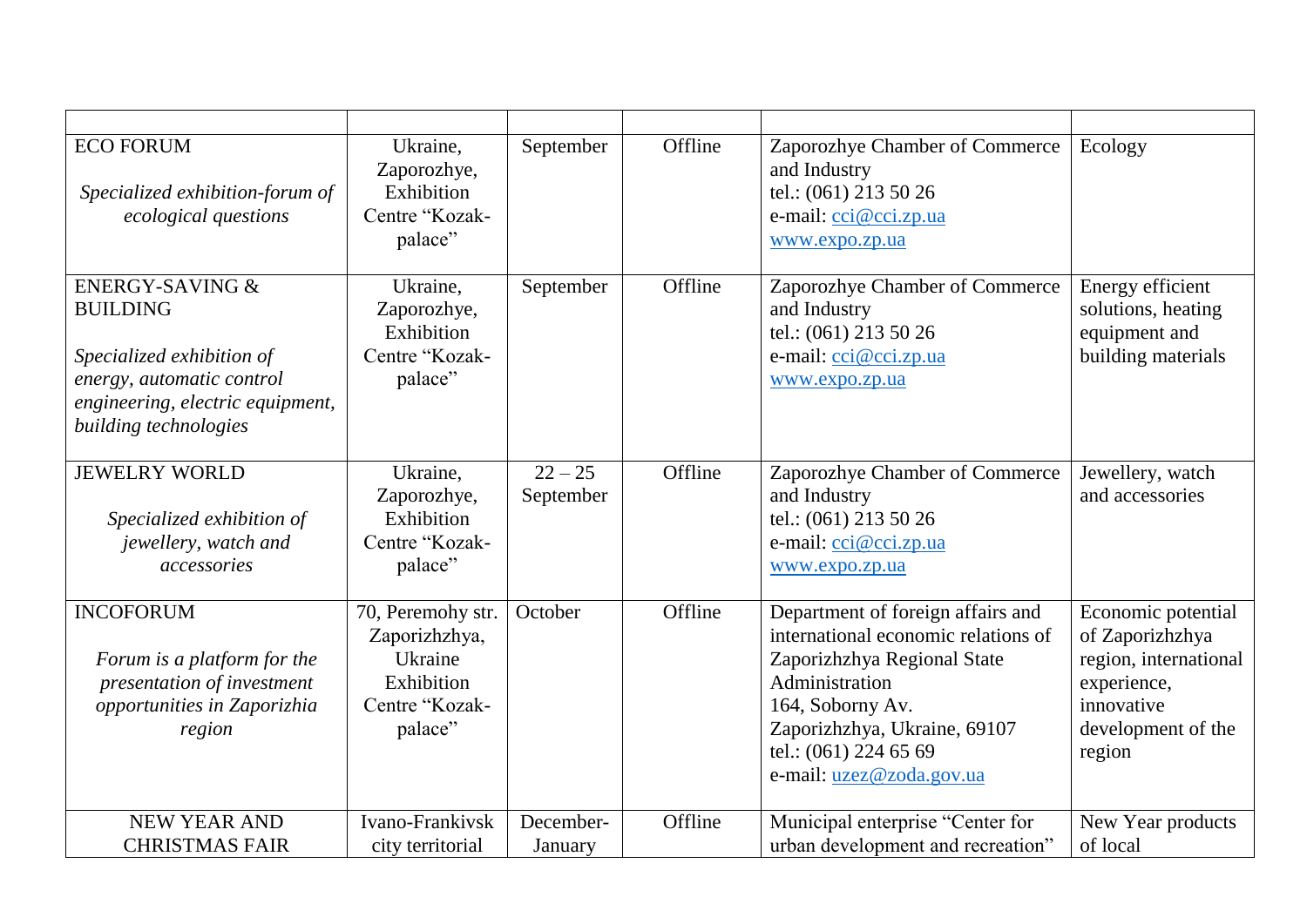| | | | | | |
|---|---|---|---|---|---|
| ECO FORUM<br><br>*Specialized exhibition-forum of ecological questions* | Ukraine, Zaporozhye, Exhibition Centre “Kozak-palace” | September | Offline | Zaporozhye Chamber of Commerce and Industry<br>tel.: (061) 213 50 26<br>e-mail: cci@cci.zp.ua<br>www.expo.zp.ua | Ecology |
| ENERGY-SAVING & BUILDING<br><br>*Specialized exhibition of energy, automatic control engineering, electric equipment, building technologies* | Ukraine, Zaporozhye, Exhibition Centre “Kozak-palace” | September | Offline | Zaporozhye Chamber of Commerce and Industry<br>tel.: (061) 213 50 26<br>e-mail: cci@cci.zp.ua<br>www.expo.zp.ua | Energy efficient solutions, heating equipment and building materials |
| JEWELRY WORLD<br><br>*Specialized exhibition of jewellery, watch and accessories* | Ukraine, Zaporozhye, Exhibition Centre “Kozak-palace” | 22 – 25 September | Offline | Zaporozhye Chamber of Commerce and Industry<br>tel.: (061) 213 50 26<br>e-mail: cci@cci.zp.ua<br>www.expo.zp.ua | Jewellery, watch and accessories |
| INCOFORUM<br><br>*Forum is a platform for the presentation of investment opportunities in Zaporizhia region* | 70, Peremohy str. Zaporizhzhya, Ukraine Exhibition Centre “Kozak-palace” | October | Offline | Department of foreign affairs and international economic relations of Zaporizhzhya Regional State Administration<br>164, Soborny Av.<br>Zaporizhzhya, Ukraine, 69107<br>tel.: (061) 224 65 69<br>e-mail: uzez@zoda.gov.ua | Economic potential of Zaporizhzhya region, international experience, innovative development of the region |
| NEW YEAR AND CHRISTMAS FAIR | Ivano-Frankivsk city territorial | December-January | Offline | Municipal enterprise “Center for urban development and recreation” | New Year products of local |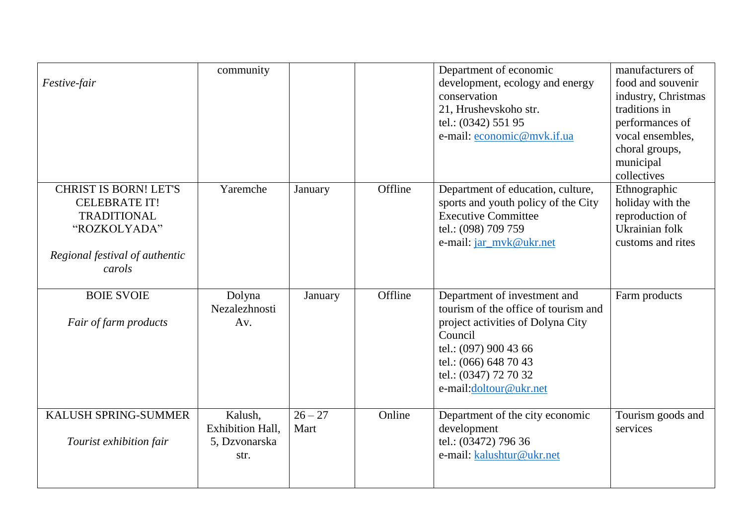| | | | | | |
|---|---|---|---|---|---|
| *Festive-fair* | community | | | Department of economic development, ecology and energy conservation<br>21, Hrushevskoho str.<br>tel.: (0342) 551 95<br>e-mail: economic@mvk.if.ua | manufacturers of food and souvenir industry, Christmas traditions in performances of vocal ensembles, choral groups, municipal collectives |
| CHRIST IS BORN! LET'S CELEBRATE IT! TRADITIONAL "ROZKOLYADA"<br><br>*Regional festival of authentic carols* | Yaremche | January | Offline | Department of education, culture, sports and youth policy of the City Executive Committee<br>tel.: (098) 709 759<br>e-mail: jar_mvk@ukr.net | Ethnographic holiday with the reproduction of Ukrainian folk customs and rites |
| BOIE SVOIE<br><br>*Fair of farm products* | Dolyna Nezalezhnosti Av. | January | Offline | Department of investment and tourism of the office of tourism and project activities of Dolyna City Council<br>tel.: (097) 900 43 66<br>tel.: (066) 648 70 43<br>tel.: (0347) 72 70 32<br>e-mail:doltour@ukr.net | Farm products |
| KALUSH SPRING-SUMMER<br><br>*Tourist exhibition fair* | Kalush, Exhibition Hall, 5, Dzvonarska str. | 26 – 27 Mart | Online | Department of the city economic development<br>tel.: (03472) 796 36<br>e-mail: kalushtur@ukr.net | Tourism goods and services |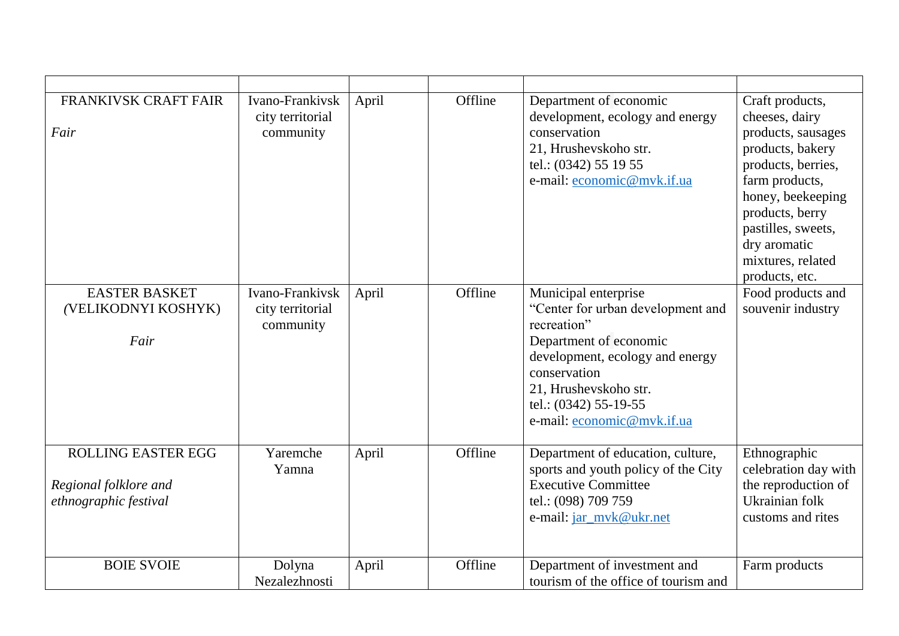| | | | | | |
|---|---|---|---|---|---|
| FRANKIVSK CRAFT FAIR<br><br>*Fair* | Ivano-Frankivsk city territorial community | April | Offline | Department of economic development, ecology and energy conservation<br>21, Hrushevskoho str.<br>tel.: (0342) 55 19 55<br>e-mail: economic@mvk.if.ua | Craft products, cheeses, dairy products, sausages products, bakery products, berries, farm products, honey, beekeeping products, berry pastilles, sweets, dry aromatic mixtures, related products, etc. |
| EASTER BASKET (VELIKODNYI KOSHYK)<br><br>*Fair* | Ivano-Frankivsk city territorial community | April | Offline | Municipal enterprise "Center for urban development and recreation"<br>Department of economic development, ecology and energy conservation<br>21, Hrushevskoho str.<br>tel.: (0342) 55-19-55<br>e-mail: economic@mvk.if.ua | Food products and souvenir industry |
| ROLLING EASTER EGG<br><br>*Regional folklore and ethnographic festival* | Yaremche Yamna | April | Offline | Department of education, culture, sports and youth policy of the City Executive Committee<br>tel.: (098) 709 759<br>e-mail: jar_mvk@ukr.net | Ethnographic celebration day with the reproduction of Ukrainian folk customs and rites |
| BOIE SVOIE | Dolyna Nezalezhnosti | April | Offline | Department of investment and tourism of the office of tourism and | Farm products |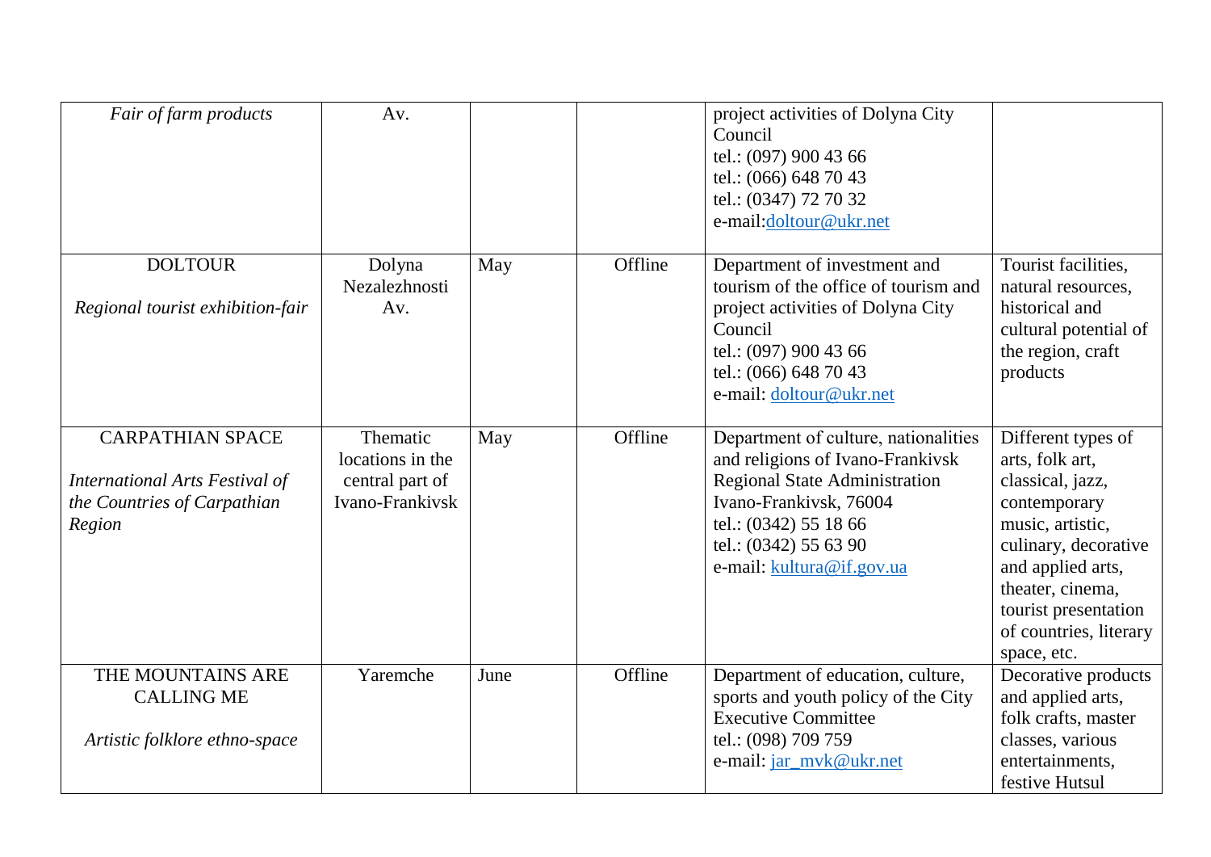| | | | | | |
|---|---|---|---|---|---|
| *Fair of farm products* | Av. | | | project activities of Dolyna City Council<br>tel.: (097) 900 43 66<br>tel.: (066) 648 70 43<br>tel.: (0347) 72 70 32<br>e-mail:doltour@ukr.net | |
| DOLTOUR<br><br>*Regional tourist exhibition-fair* | Dolyna Nezalezhnosti Av. | May | Offline | Department of investment and tourism of the office of tourism and project activities of Dolyna City Council<br>tel.: (097) 900 43 66<br>tel.: (066) 648 70 43<br>e-mail: doltour@ukr.net | Tourist facilities, natural resources, historical and cultural potential of the region, craft products |
| CARPATHIAN SPACE<br><br>*International Arts Festival of the Countries of Carpathian Region* | Thematic locations in the central part of Ivano-Frankivsk | May | Offline | Department of culture, nationalities and religions of Ivano-Frankivsk Regional State Administration<br>Ivano-Frankivsk, 76004<br>tel.: (0342) 55 18 66<br>tel.: (0342) 55 63 90<br>e-mail: kultura@if.gov.ua | Different types of arts, folk art, classical, jazz, contemporary music, artistic, culinary, decorative and applied arts, theater, cinema, tourist presentation of countries, literary space, etc. |
| THE MOUNTAINS ARE CALLING ME<br><br>*Artistic folklore ethno-space* | Yaremche | June | Offline | Department of education, culture, sports and youth policy of the City Executive Committee<br>tel.: (098) 709 759<br>e-mail: jar_mvk@ukr.net | Decorative products and applied arts, folk crafts, master classes, various entertainments, festive Hutsul |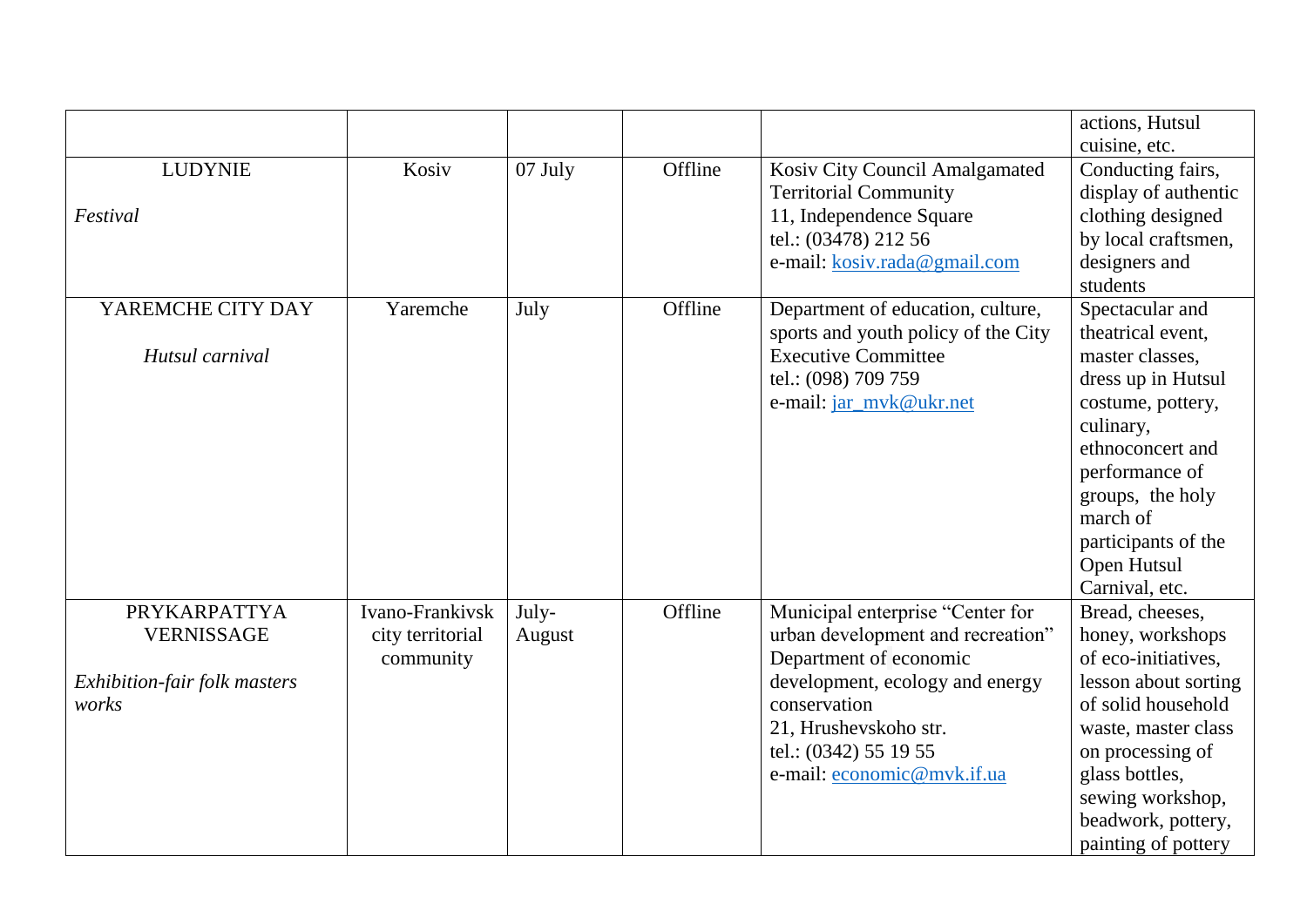| | | | | | |
|---|---|---|---|---|---|
| | | | | | actions, Hutsul cuisine, etc. |
| LUDYNIE<br><br>*Festival* | Kosiv | 07 July | Offline | Kosiv City Council Amalgamated Territorial Community<br>11, Independence Square<br>tel.: (03478) 212 56<br>e-mail: kosiv.rada@gmail.com | Conducting fairs, display of authentic clothing designed by local craftsmen, designers and students |
| YAREMCHE CITY DAY<br><br>*Hutsul carnival* | Yaremche | July | Offline | Department of education, culture, sports and youth policy of the City Executive Committee<br>tel.: (098) 709 759<br>e-mail: jar_mvk@ukr.net | Spectacular and theatrical event, master classes, dress up in Hutsul costume, pottery, culinary, ethnoconcert and performance of groups, the holy march of participants of the Open Hutsul Carnival, etc. |
| PRYKARPATTYA VERNISSAGE<br><br>*Exhibition-fair folk masters works* | Ivano-Frankivsk city territorial community | July-August | Offline | Municipal enterprise "Center for urban development and recreation"<br>Department of economic development, ecology and energy conservation<br>21, Hrushevskoho str.<br>tel.: (0342) 55 19 55<br>e-mail: economic@mvk.if.ua | Bread, cheeses, honey, workshops of eco-initiatives, lesson about sorting of solid household waste, master class on processing of glass bottles, sewing workshop, beadwork, pottery, painting of pottery |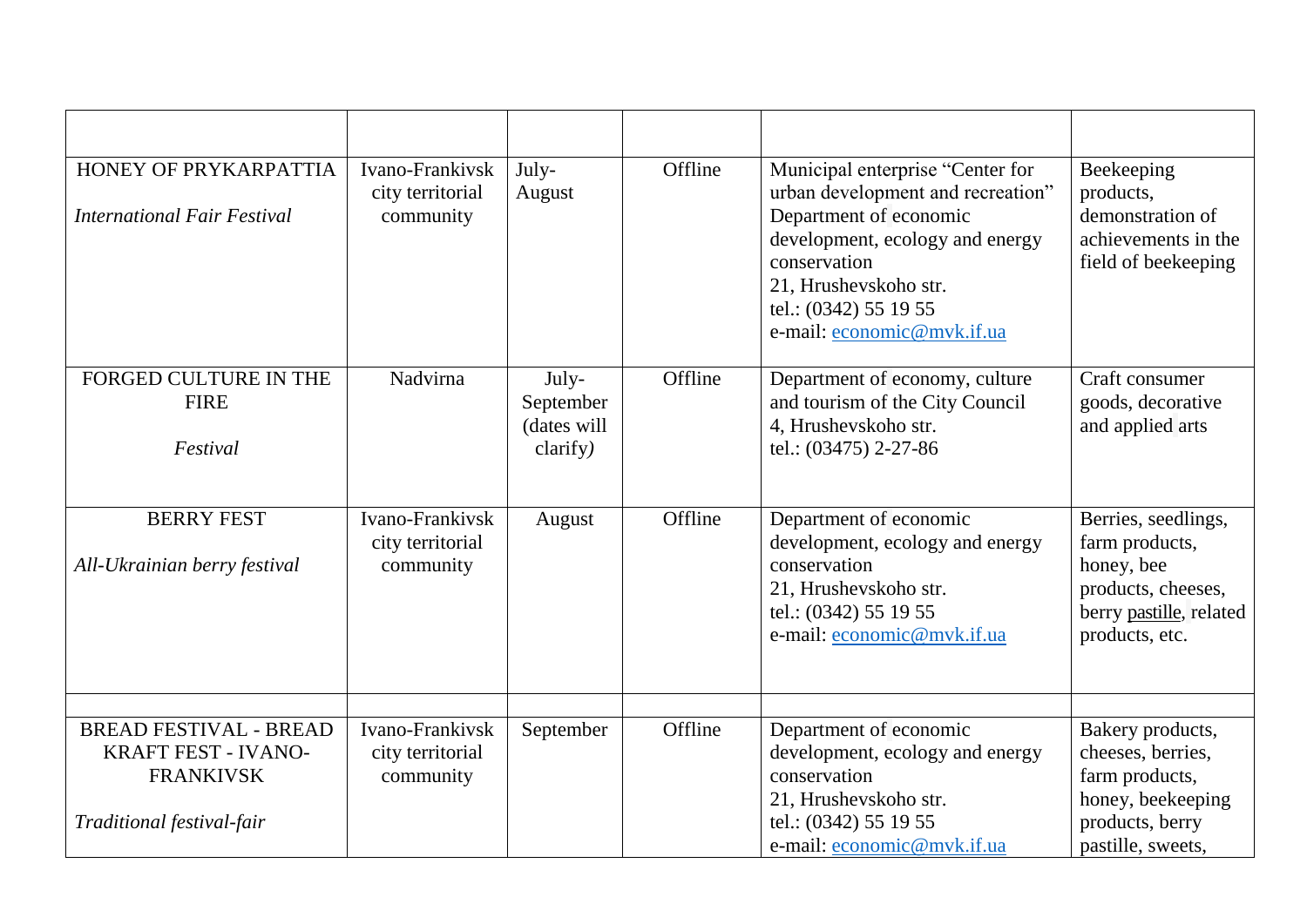| | | | | | |
|---|---|---|---|---|---|
| HONEY OF PRYKARPATTIA<br><br>*International Fair Festival* | Ivano-Frankivsk city territorial community | July-August | Offline | Municipal enterprise "Center for urban development and recreation"<br>Department of economic development, ecology and energy conservation<br>21, Hrushevskoho str.<br>tel.: (0342) 55 19 55<br>e-mail: economic@mvk.if.ua | Beekeeping products, demonstration of achievements in the field of beekeeping |
| FORGED CULTURE IN THE FIRE<br><br>*Festival* | Nadvirna | July-September (dates will clarify*)* | Offline | Department of economy, culture and tourism of the City Council<br>4, Hrushevskoho str.<br>tel.: (03475) 2-27-86 | Craft consumer goods, decorative and applied arts |
| BERRY FEST<br><br>*All-Ukrainian berry festival* | Ivano-Frankivsk city territorial community | August | Offline | Department of economic development, ecology and energy conservation<br>21, Hrushevskoho str.<br>tel.: (0342) 55 19 55<br>e-mail: economic@mvk.if.ua | Berries, seedlings, farm products, honey, bee products, cheeses, berry pastille, related products, etc. |
| | | | | | |
| BREAD FESTIVAL - BREAD KRAFT FEST - IVANO-FRANKIVSK<br><br>*Traditional festival-fair* | Ivano-Frankivsk city territorial community | September | Offline | Department of economic development, ecology and energy conservation<br>21, Hrushevskoho str.<br>tel.: (0342) 55 19 55<br>e-mail: economic@mvk.if.ua | Bakery products, cheeses, berries, farm products, honey, beekeeping products, berry pastille, sweets, |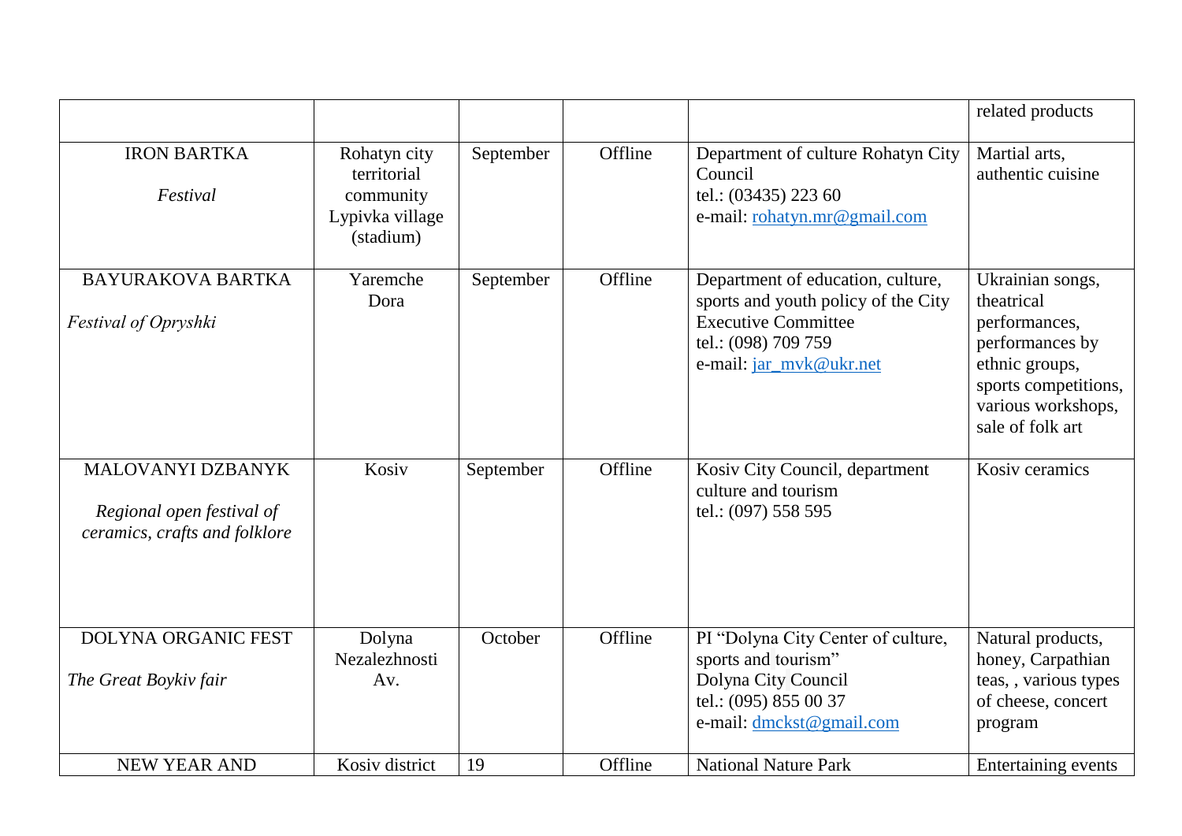| | | | | | |
|---|---|---|---|---|---|
| | | | | | related products |
| IRON BARTKA<br><br>*Festival* | Rohatyn city territorial community Lypivka village (stadium) | September | Offline | Department of culture Rohatyn City Council<br>tel.: (03435) 223 60<br>e-mail: rohatyn.mr@gmail.com | Martial arts, authentic cuisine |
| BAYURAKOVA BARTKA<br><br>*Festival of Opryshki* | Yaremche Dora | September | Offline | Department of education, culture, sports and youth policy of the City Executive Committee<br>tel.: (098) 709 759<br>e-mail: jar_mvk@ukr.net | Ukrainian songs, theatrical performances, performances by ethnic groups, sports competitions, various workshops, sale of folk art |
| MALOVANYI DZBANYK<br><br>*Regional open festival of ceramics, crafts and folklore* | Kosiv | September | Offline | Kosiv City Council, department culture and tourism<br>tel.: (097) 558 595 | Kosiv ceramics |
| DOLYNA ORGANIC FEST<br><br>*The Great Boykiv fair* | Dolyna Nezalezhnosti Av. | October | Offline | PI "Dolyna City Center of culture, sports and tourism"<br>Dolyna City Council<br>tel.: (095) 855 00 37<br>e-mail: dmckst@gmail.com | Natural products, honey, Carpathian teas, , various types of cheese, concert program |
| NEW YEAR AND | Kosiv district | 19 | Offline | National Nature Park | Entertaining events |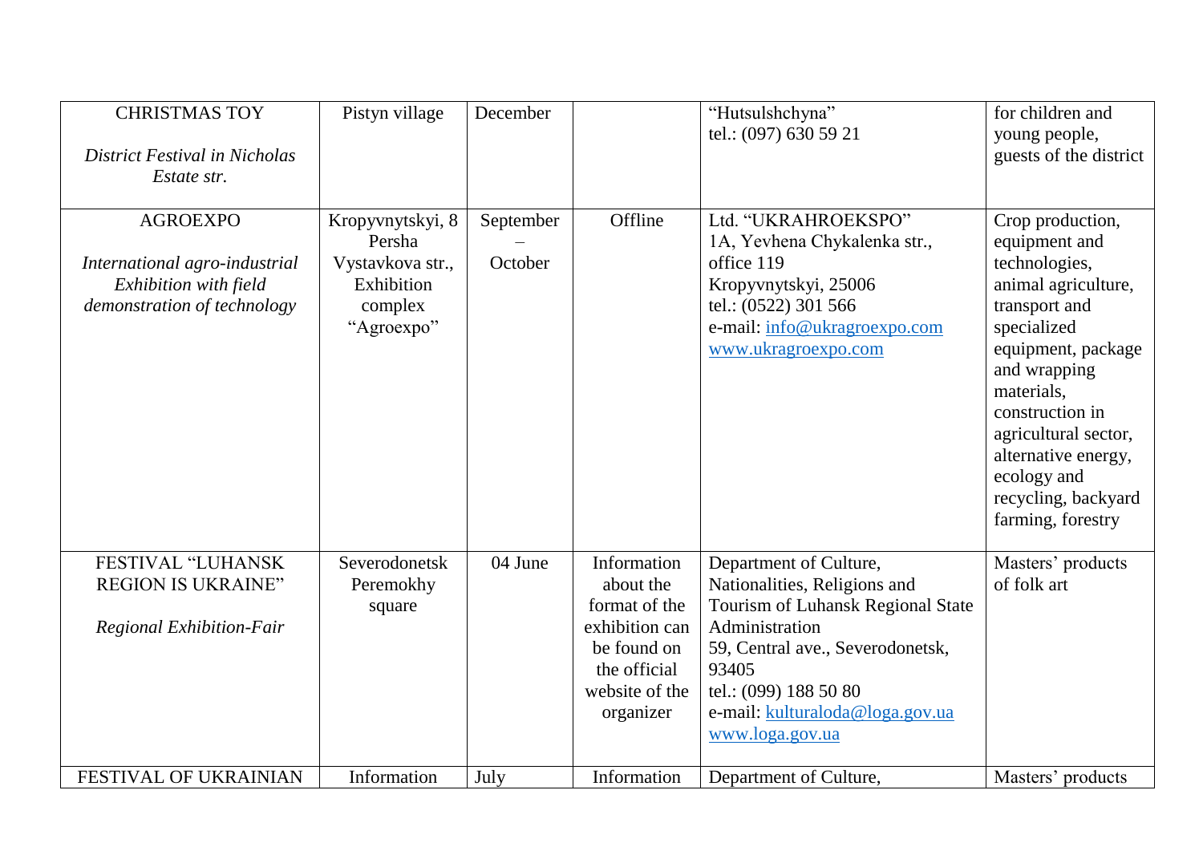| | | | | | |
|---|---|---|---|---|---|
| CHRISTMAS TOY<br><br>*District Festival in Nicholas Estate str.* | Pistyn village | December | | "Hutsulshchyna"<br>tel.: (097) 630 59 21 | for children and young people, guests of the district |
| AGROEXPO<br><br>*International agro-industrial Exhibition with field demonstration of technology* | Kropyvnytskyi, 8 Persha Vystavkova str., Exhibition complex "Agroexpo" | September – October | Offline | Ltd. "UKRAHROEKSPO"<br>1A, Yevhena Chykalenka str., office 119<br>Kropyvnytskyi, 25006<br>tel.: (0522) 301 566<br>e-mail: info@ukragroexpo.com<br>www.ukragroexpo.com | Crop production, equipment and technologies, animal agriculture, transport and specialized equipment, package and wrapping materials, construction in agricultural sector, alternative energy, ecology and recycling, backyard farming, forestry |
| FESTIVAL "LUHANSK REGION IS UKRAINE"<br><br>*Regional Exhibition-Fair* | Severodonetsk Peremokhy square | 04 June | Information about the format of the exhibition can be found on the official website of the organizer | Department of Culture, Nationalities, Religions and Tourism of Luhansk Regional State Administration<br>59, Central ave., Severodonetsk, 93405<br>tel.: (099) 188 50 80<br>e-mail: kulturaloda@loga.gov.ua<br>www.loga.gov.ua | Masters' products of folk art |
| FESTIVAL OF UKRAINIAN | Information | July | Information | Department of Culture, | Masters' products |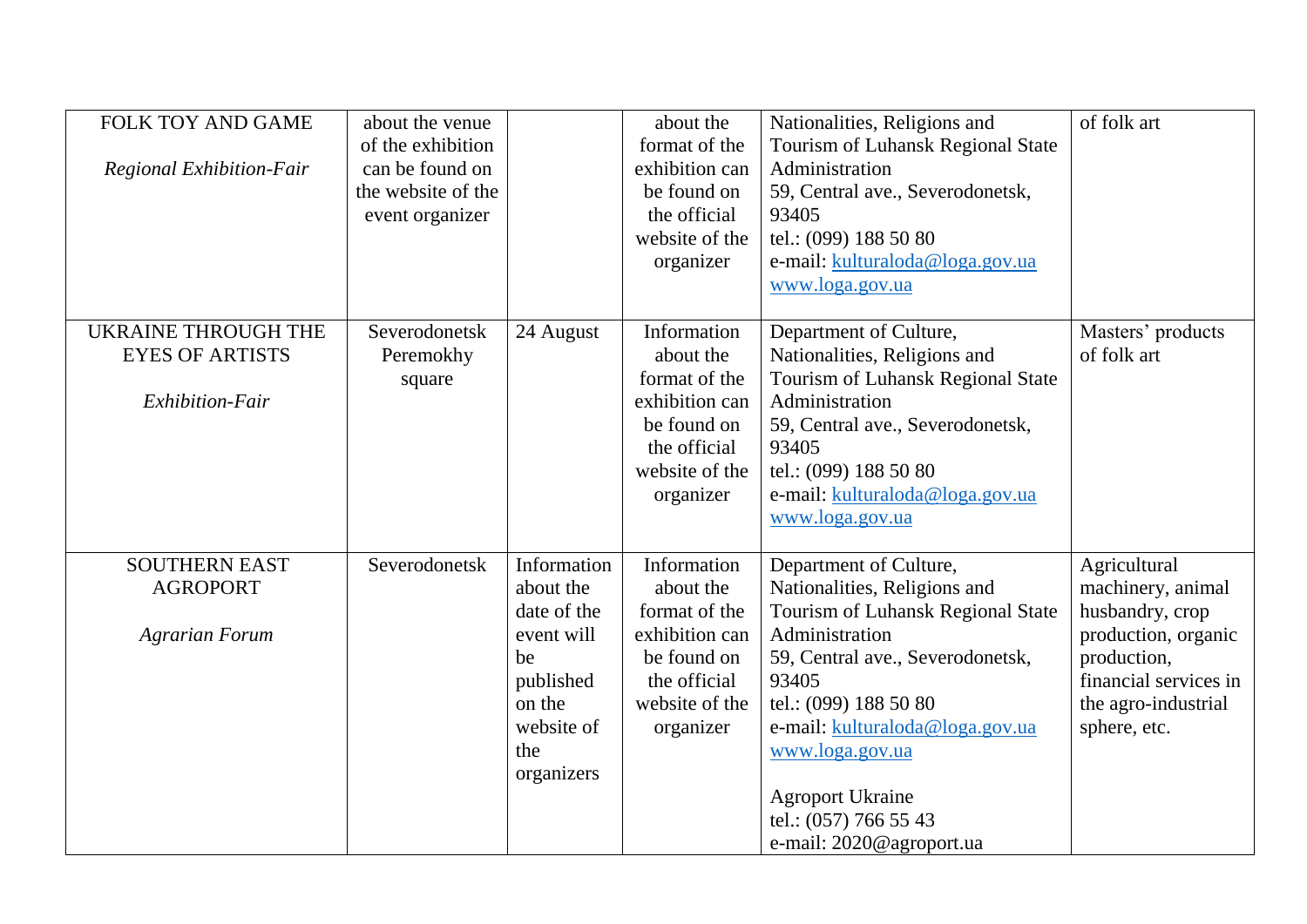| | | | | | |
|---|---|---|---|---|---|
| FOLK TOY AND GAME<br><br>*Regional Exhibition-Fair* | about the venue of the exhibition can be found on the website of the event organizer | | about the format of the exhibition can be found on the official website of the organizer | Nationalities, Religions and Tourism of Luhansk Regional State Administration<br>59, Central ave., Severodonetsk, 93405<br>tel.: (099) 188 50 80<br>e-mail: kulturaloda@loga.gov.ua<br>www.loga.gov.ua | of folk art |
| UKRAINE THROUGH THE EYES OF ARTISTS<br><br>*Exhibition-Fair* | Severodonetsk Peremokhy square | 24 August | Information about the format of the exhibition can be found on the official website of the organizer | Department of Culture, Nationalities, Religions and Tourism of Luhansk Regional State Administration<br>59, Central ave., Severodonetsk, 93405<br>tel.: (099) 188 50 80<br>e-mail: kulturaloda@loga.gov.ua<br>www.loga.gov.ua | Masters' products of folk art |
| SOUTHERN EAST AGROPORT<br><br>*Agrarian Forum* | Severodonetsk | Information about the date of the event will be published on the website of the organizers | Information about the format of the exhibition can be found on the official website of the organizer | Department of Culture, Nationalities, Religions and Tourism of Luhansk Regional State Administration<br>59, Central ave., Severodonetsk, 93405<br>tel.: (099) 188 50 80<br>e-mail: kulturaloda@loga.gov.ua<br>www.loga.gov.ua<br><br>Agroport Ukraine<br>tel.: (057) 766 55 43<br>e-mail: 2020@agroport.ua | Agricultural machinery, animal husbandry, crop production, organic production, financial services in the agro-industrial sphere, etc. |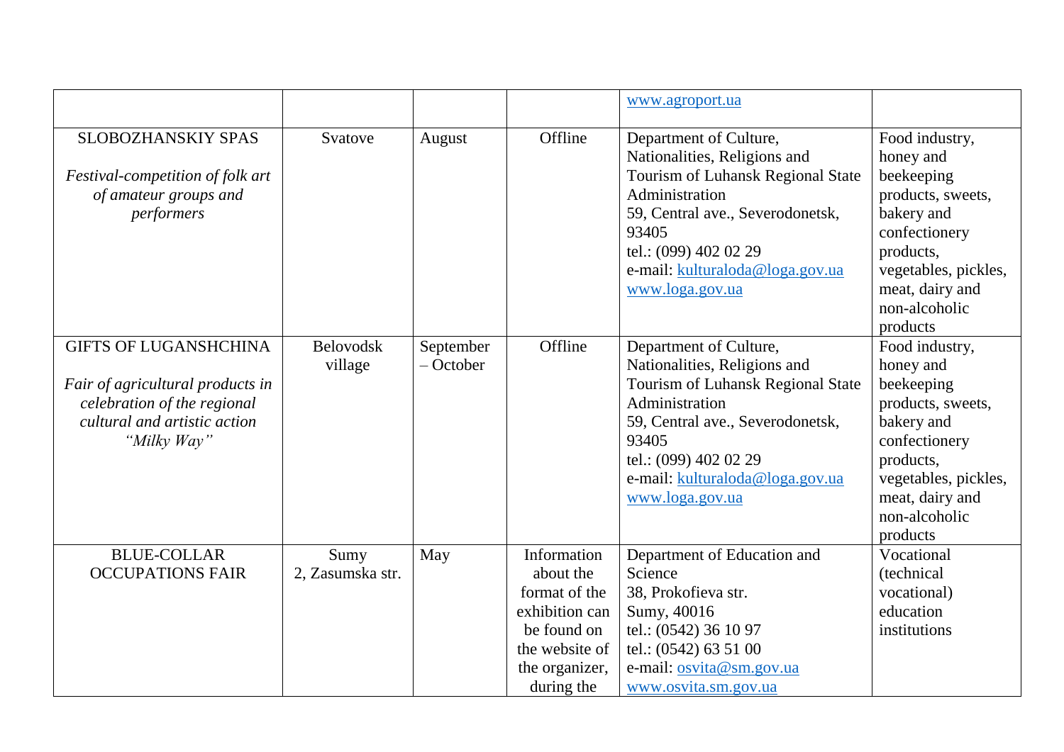| | | | | | |
|---|---|---|---|---|---|
| | | | | www.agroport.ua | |
| SLOBOZHANSKIY SPAS<br><br>*Festival-competition of folk art of amateur groups and performers* | Svatove | August | Offline | Department of Culture, Nationalities, Religions and Tourism of Luhansk Regional State Administration<br>59, Central ave., Severodonetsk, 93405<br>tel.: (099) 402 02 29<br>e-mail: kulturaloda@loga.gov.ua<br>www.loga.gov.ua | Food industry, honey and beekeeping products, sweets, bakery and confectionery products, vegetables, pickles, meat, dairy and non-alcoholic products |
| GIFTS OF LUGANSHCHINA<br><br>*Fair of agricultural products in celebration of the regional cultural and artistic action "Milky Way"* | Belovodsk village | September – October | Offline | Department of Culture, Nationalities, Religions and Tourism of Luhansk Regional State Administration<br>59, Central ave., Severodonetsk, 93405<br>tel.: (099) 402 02 29<br>e-mail: kulturaloda@loga.gov.ua<br>www.loga.gov.ua | Food industry, honey and beekeeping products, sweets, bakery and confectionery products, vegetables, pickles, meat, dairy and non-alcoholic products |
| BLUE-COLLAR OCCUPATIONS FAIR | Sumy<br>2, Zasumska str. | May | Information about the format of the exhibition can be found on the website of the organizer, during the | Department of Education and Science<br>38, Prokofieva str.<br>Sumy, 40016<br>tel.: (0542) 36 10 97<br>tel.: (0542) 63 51 00<br>e-mail: osvita@sm.gov.ua<br>www.osvita.sm.gov.ua | Vocational (technical vocational) education institutions |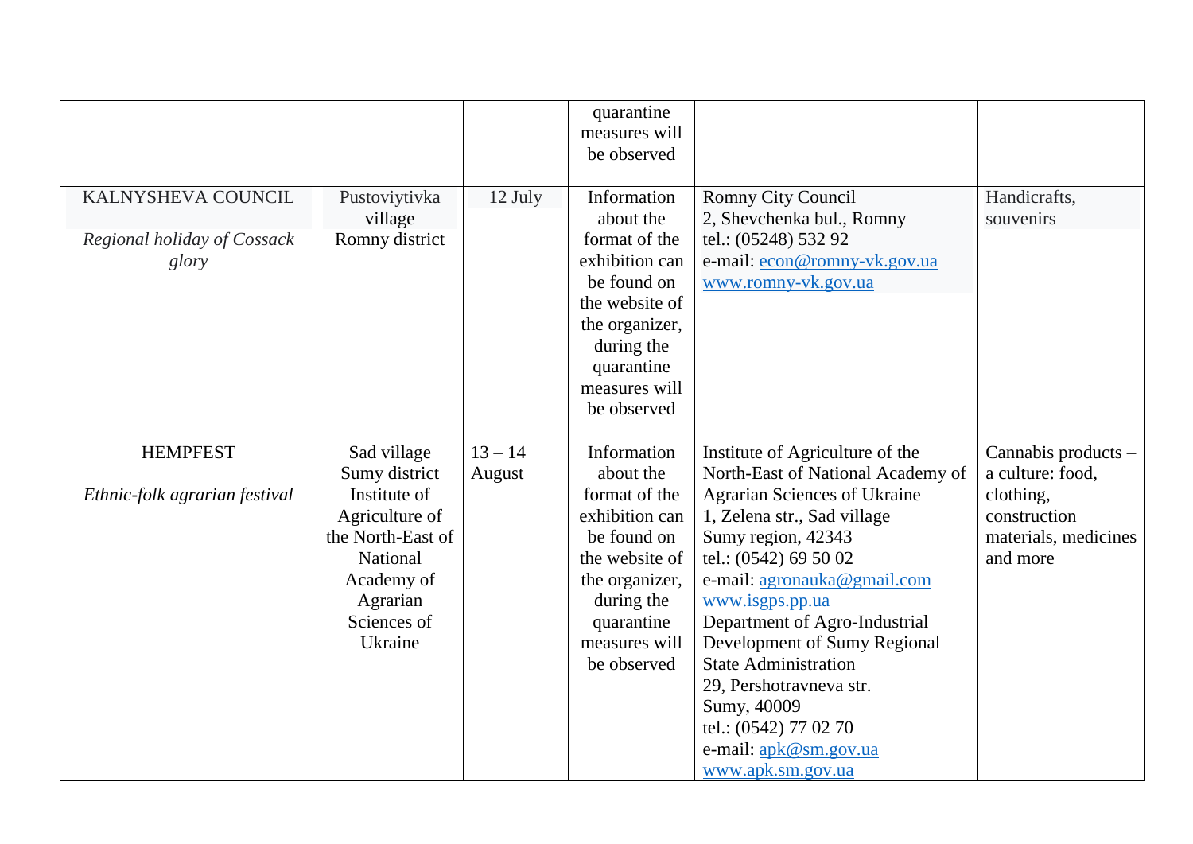| | | | | | |
|---|---|---|---|---|---|
| | | | quarantine measures will be observed | | |
| KALNYSHEVA COUNCIL<br><br>*Regional holiday of Cossack glory* | Pustoviytivka village Romny district | 12 July | Information about the format of the exhibition can be found on the website of the organizer, during the quarantine measures will be observed | Romny City Council<br>2, Shevchenka bul., Romny<br>tel.: (05248) 532 92<br>e-mail: econ@romny-vk.gov.ua<br>www.romny-vk.gov.ua | Handicrafts, souvenirs |
| HEMPFEST<br><br>*Ethnic-folk agrarian festival* | Sad village Sumy district Institute of Agriculture of the North-East of National Academy of Agrarian Sciences of Ukraine | 13 – 14 August | Information about the format of the exhibition can be found on the website of the organizer, during the quarantine measures will be observed | Institute of Agriculture of the North-East of National Academy of Agrarian Sciences of Ukraine<br>1, Zelena str., Sad village<br>Sumy region, 42343<br>tel.: (0542) 69 50 02<br>e-mail: agronauka@gmail.com<br>www.isgps.pp.ua<br>Department of Agro-Industrial Development of Sumy Regional State Administration<br>29, Pershotravneva str.<br>Sumy, 40009<br>tel.: (0542) 77 02 70<br>e-mail: apk@sm.gov.ua<br>www.apk.sm.gov.ua | Cannabis products – a culture: food, clothing, construction materials, medicines and more |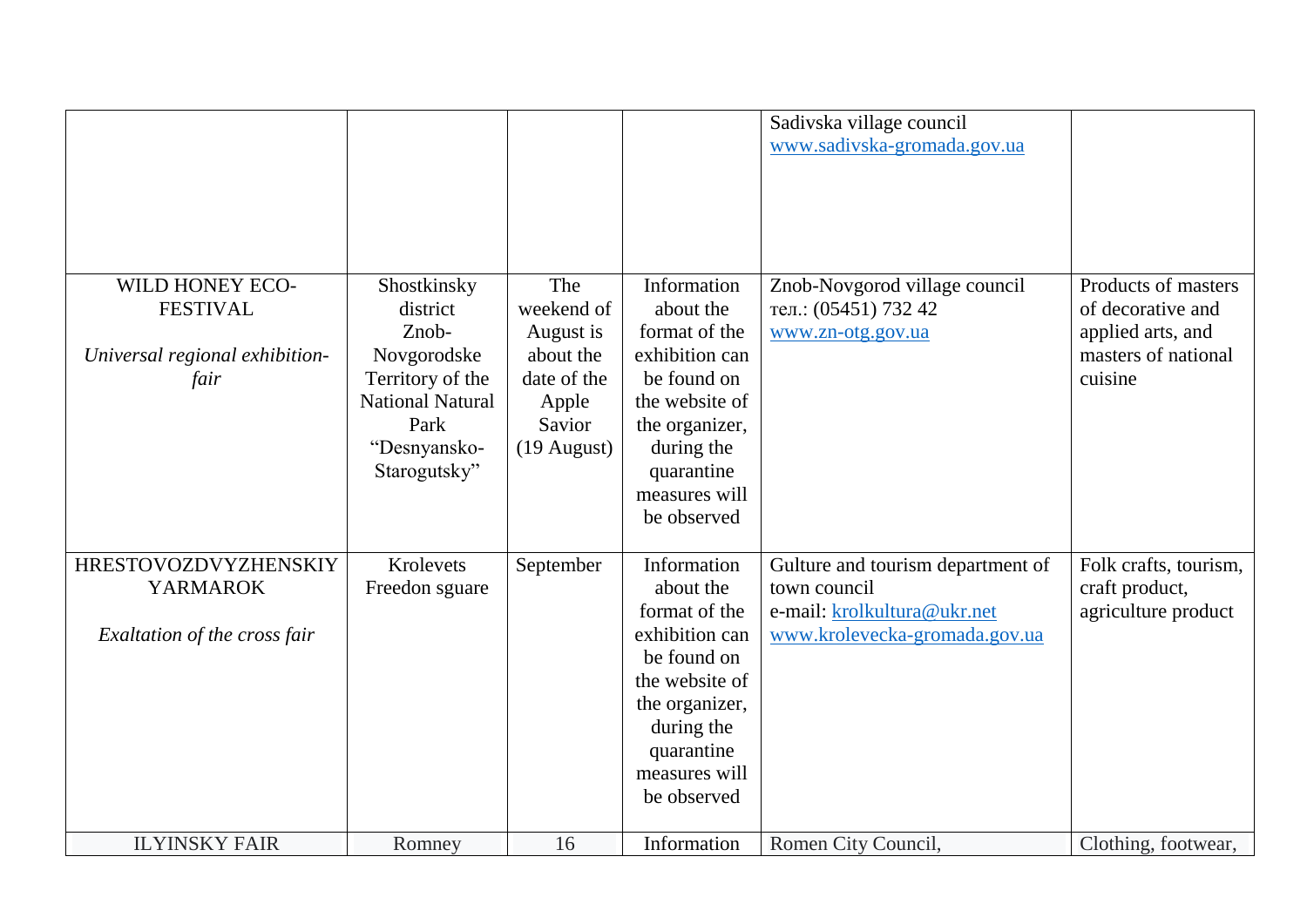|  |  |  |  | Sadivska village council<br>www.sadivska-gromada.gov.ua |  |
|---|---|---|---|---|---|
| WILD HONEY ECO-FESTIVAL<br><br>*Universal regional exhibition-fair* | Shostkinsky district Znob-Novgorodske Territory of the National Natural Park “Desnyansko-Starogutsky” | The weekend of August is about the date of the Apple Savior (19 August) | Information about the format of the exhibition can be found on the website of the organizer, during the quarantine measures will be observed | Znob-Novgorod village council<br>тел.: (05451) 732 42<br>www.zn-otg.gov.ua | Products of masters of decorative and applied arts, and masters of national cuisine |
| HRESTOVOZDVYZHENSKIY YARMAROK<br><br>*Exaltation of the cross fair* | Krolevets Freedon sguare | September | Information about the format of the exhibition can be found on the website of the organizer, during the quarantine measures will be observed | Gulture and tourism department of town council<br>e-mail: krolkultura@ukr.net<br>www.krolevecka-gromada.gov.ua | Folk crafts, tourism, craft product, agriculture product |
| ILYINSKY FAIR | Romney | 16 | Information | Romen City Council, | Clothing, footwear, |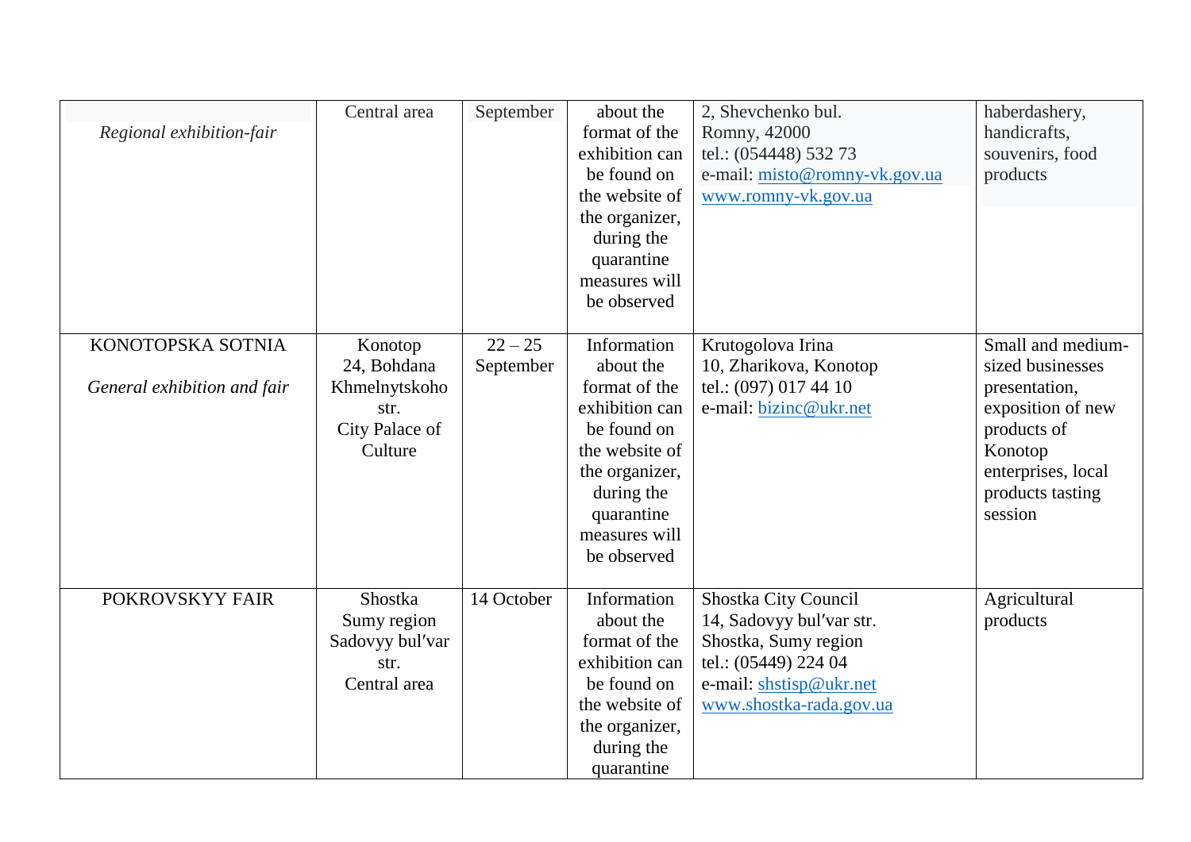| | | | | | |
|---|---|---|---|---|---|
| *Regional exhibition-fair* | Central area | September | about the format of the exhibition can be found on the website of the organizer, during the quarantine measures will be observed | 2, Shevchenko bul. Romny, 42000 tel.: (054448) 532 73 e-mail: misto@romny-vk.gov.ua www.romny-vk.gov.ua | haberdashery, handicrafts, souvenirs, food products |
| KONOTOPSKA SOTNIA *General exhibition and fair* | Konotop 24, Bohdana Khmelnytskoho str. City Palace of Culture | 22 – 25 September | Information about the format of the exhibition can be found on the website of the organizer, during the quarantine measures will be observed | Krutogolova Irina 10, Zharikova, Konotop tel.: (097) 017 44 10 e-mail: bizinc@ukr.net | Small and medium-sized businesses presentation, exposition of new products of Konotop enterprises, local products tasting session |
| POKROVSKYY FAIR | Shostka Sumy region Sadovyy bul′var str. Central area | 14 October | Information about the format of the exhibition can be found on the website of the organizer, during the quarantine | Shostka City Council 14, Sadovyy bul′var str. Shostka, Sumy region tel.: (05449) 224 04 e-mail: shstisp@ukr.net www.shostka-rada.gov.ua | Agricultural products |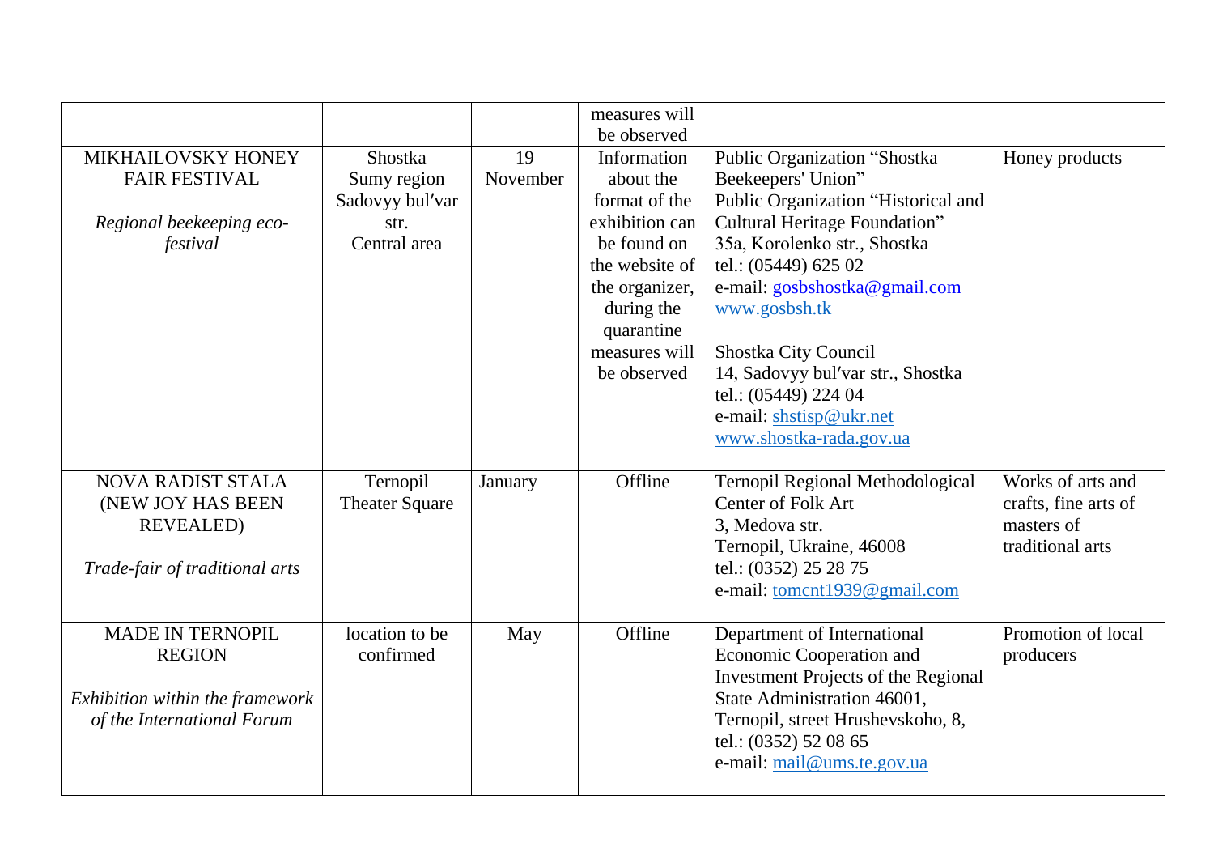| | | | measures will be observed | | |
|---|---|---|---|---|---|
| MIKHAILOVSKY HONEY FAIR FESTIVAL<br><br>*Regional beekeeping eco-festival* | Shostka<br>Sumy region<br>Sadovyy bul′var str.<br>Central area | 19 November | Information about the format of the exhibition can be found on the website of the organizer, during the quarantine measures will be observed | Public Organization "Shostka Beekeepers' Union"<br>Public Organization "Historical and Cultural Heritage Foundation"<br>35a, Korolenko str., Shostka<br>tel.: (05449) 625 02<br>e-mail: gosbshostka@gmail.com<br>www.gosbsh.tk<br><br>Shostka City Council<br>14, Sadovyy bul′var str., Shostka<br>tel.: (05449) 224 04<br>e-mail: shstisp@ukr.net<br>www.shostka-rada.gov.ua | Honey products |
| NOVA RADIST STALA (NEW JOY HAS BEEN REVEALED)<br><br>*Trade-fair of traditional arts* | Ternopil<br>Theater Square | January | Offline | Ternopil Regional Methodological Center of Folk Art<br>3, Medova str.<br>Ternopil, Ukraine, 46008<br>tel.: (0352) 25 28 75<br>e-mail: tomcnt1939@gmail.com | Works of arts and crafts, fine arts of masters of traditional arts |
| MADE IN TERNOPIL REGION<br><br>*Exhibition within the framework of the International Forum* | location to be confirmed | May | Offline | Department of International Economic Cooperation and Investment Projects of the Regional State Administration 46001, Ternopil, street Hrushevskoho, 8,<br>tel.: (0352) 52 08 65<br>e-mail: mail@ums.te.gov.ua | Promotion of local producers |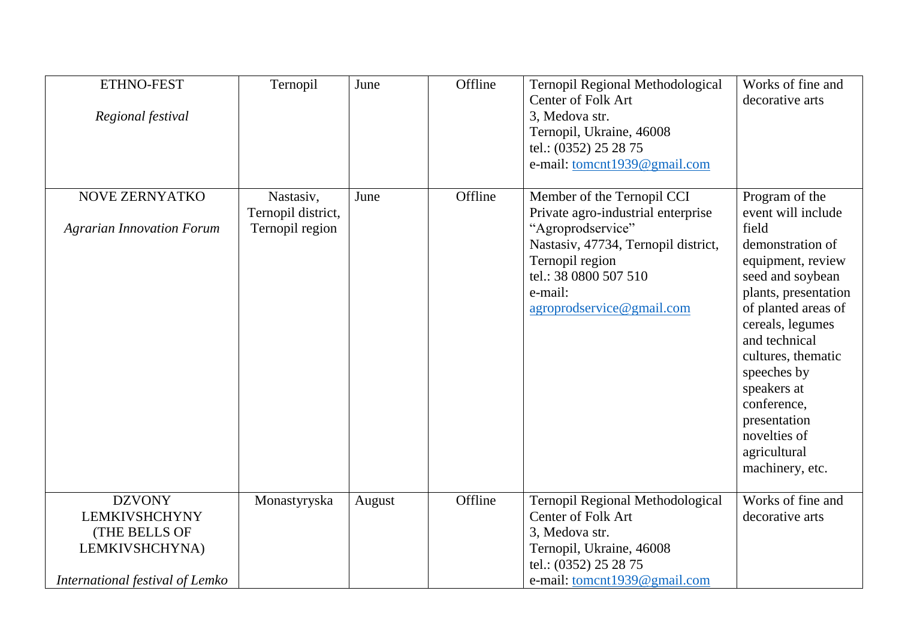| ETHNO-FEST<br><br>*Regional festival* | Ternopil | June | Offline | Ternopil Regional Methodological Center of Folk Art<br>3, Medova str.<br>Ternopil, Ukraine, 46008<br>tel.: (0352) 25 28 75<br>e-mail: tomcnt1939@gmail.com | Works of fine and decorative arts |
|---|---|---|---|---|---|
| NOVE ZERNYATKO<br><br>*Agrarian Innovation Forum* | Nastasiv, Ternopil district, Ternopil region | June | Offline | Member of the Ternopil CCI<br>Private agro-industrial enterprise "Agroprodservice"<br>Nastasiv, 47734, Ternopil district, Ternopil region<br>tel.: 38 0800 507 510<br>e-mail: agroprodservice@gmail.com | Program of the event will include field demonstration of equipment, review seed and soybean plants, presentation of planted areas of cereals, legumes and technical cultures, thematic speeches by speakers at conference, presentation novelties of agricultural machinery, etc. |
| DZVONY LEMKIVSHCHYNY (THE BELLS OF LEMKIVSHCHYNA)<br><br>*International festival of Lemko* | Monastyryska | August | Offline | Ternopil Regional Methodological Center of Folk Art<br>3, Medova str.<br>Ternopil, Ukraine, 46008<br>tel.: (0352) 25 28 75<br>e-mail: tomcnt1939@gmail.com | Works of fine and decorative arts |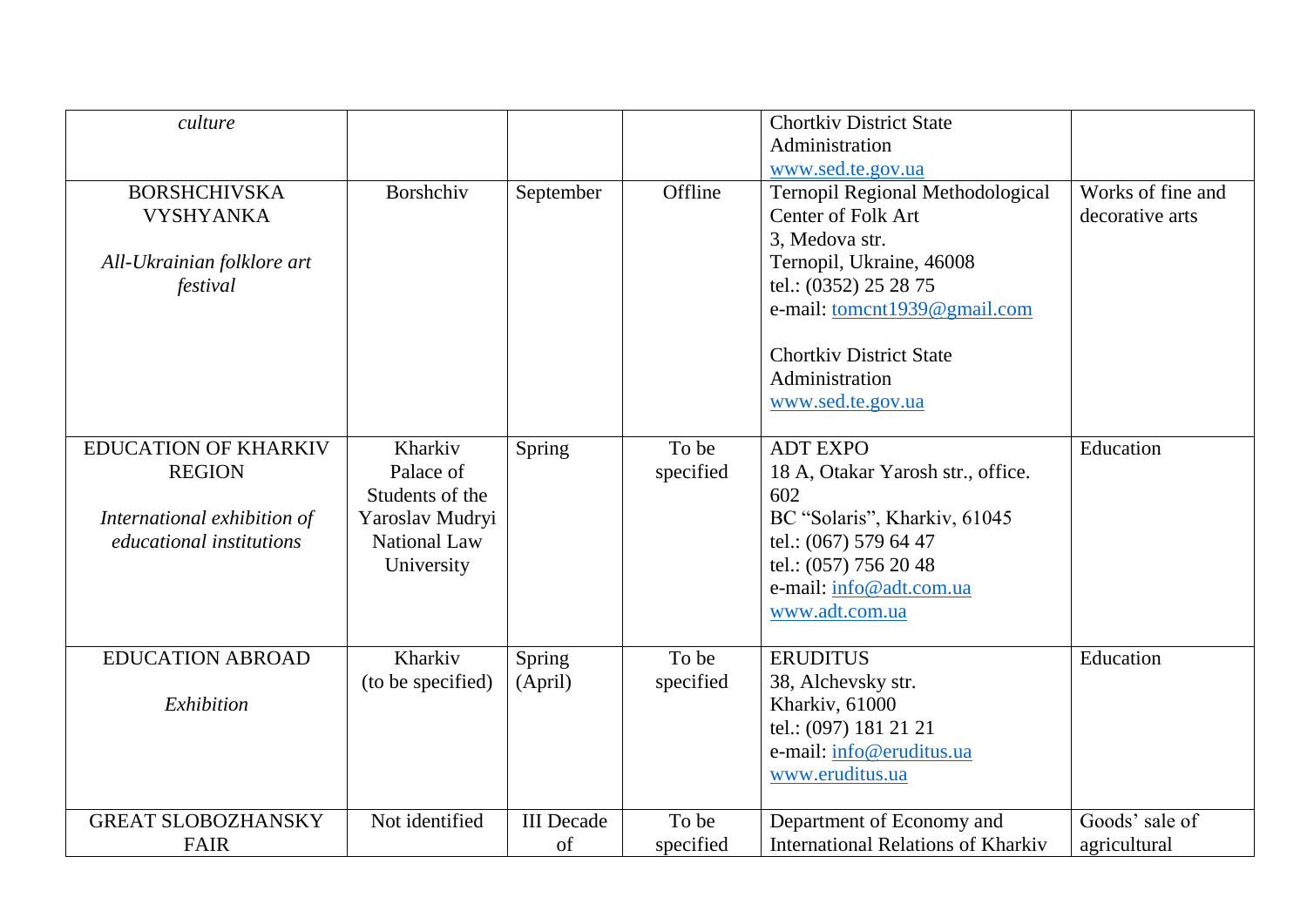| | | | | | |
|---|---|---|---|---|---|
| *culture* | | | | Chortkiv District State Administration<br>www.sed.te.gov.ua | |
| BORSHCHIVSKA VYSHYANKA<br><br>*All-Ukrainian folklore art festival* | Borshchiv | September | Offline | Ternopil Regional Methodological Center of Folk Art<br>3, Medova str.<br>Ternopil, Ukraine, 46008<br>tel.: (0352) 25 28 75<br>e-mail: tomcnt1939@gmail.com<br><br>Chortkiv District State Administration<br>www.sed.te.gov.ua | Works of fine and decorative arts |
| EDUCATION OF KHARKIV REGION<br><br>*International exhibition of educational institutions* | Kharkiv<br>Palace of Students of the Yaroslav Mudryi National Law University | Spring | To be specified | ADT EXPO<br>18 A, Otakar Yarosh str., office. 602<br>BC "Solaris", Kharkiv, 61045<br>tel.: (067) 579 64 47<br>tel.: (057) 756 20 48<br>e-mail: info@adt.com.ua<br>www.adt.com.ua | Education |
| EDUCATION ABROAD<br><br>*Exhibition* | Kharkiv<br>(to be specified) | Spring<br>(April) | To be specified | ERUDITUS<br>38, Alchevsky str.<br>Kharkiv, 61000<br>tel.: (097) 181 21 21<br>e-mail: info@eruditus.ua<br>www.eruditus.ua | Education |
| GREAT SLOBOZHANSKY FAIR | Not identified | III Decade of | To be specified | Department of Economy and International Relations of Kharkiv | Goods' sale of agricultural |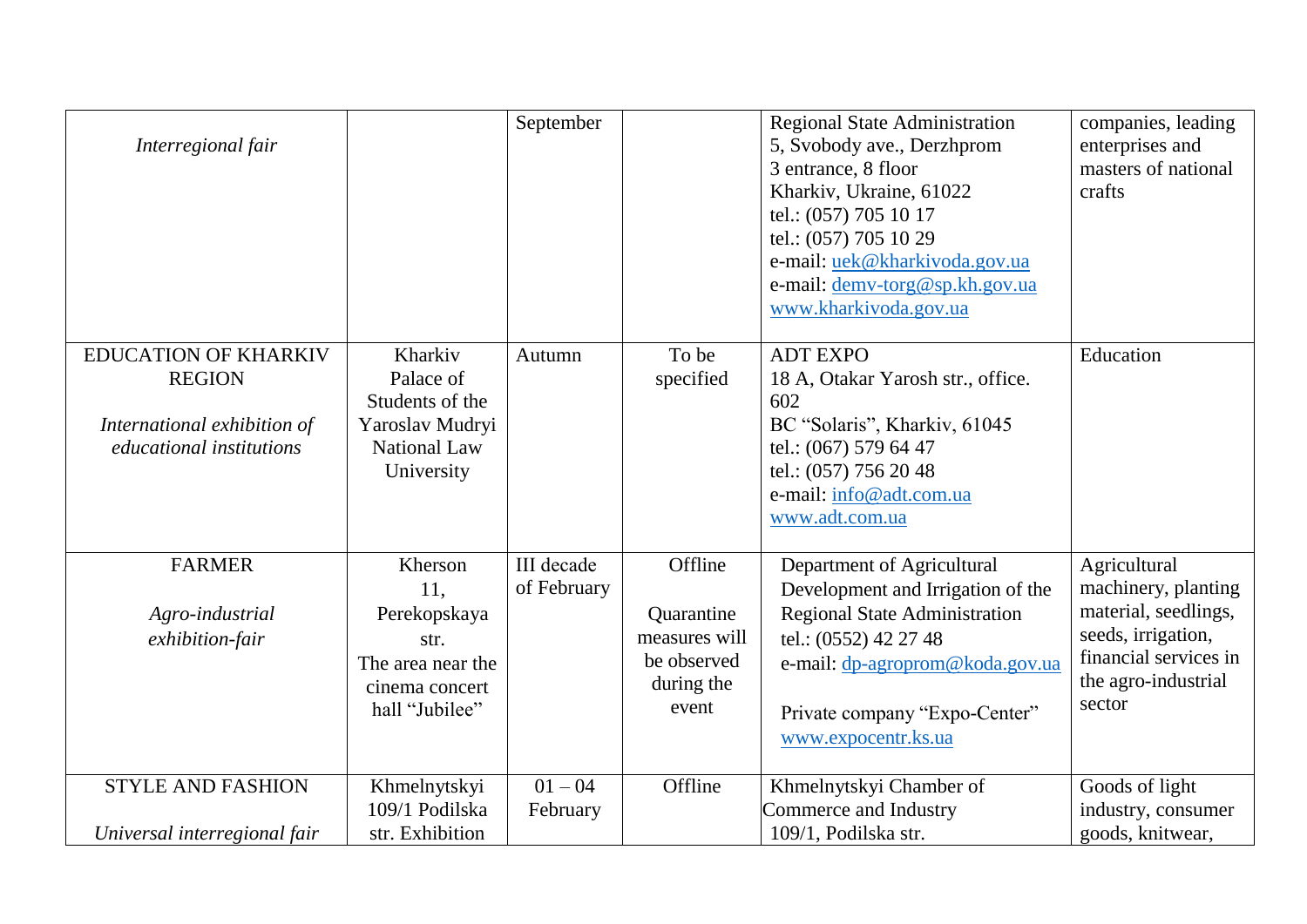| | | | | | |
|---|---|---|---|---|---|
| *Interregional fair* | | September | | Regional State Administration<br>5, Svobody ave., Derzhprom<br>3 entrance, 8 floor<br>Kharkiv, Ukraine, 61022<br>tel.: (057) 705 10 17<br>tel.: (057) 705 10 29<br>e-mail: uek@kharkivoda.gov.ua<br>e-mail: demv-torg@sp.kh.gov.ua<br>www.kharkivoda.gov.ua | companies, leading enterprises and masters of national crafts |
| EDUCATION OF KHARKIV REGION<br><br>*International exhibition of educational institutions* | Kharkiv<br>Palace of Students of the Yaroslav Mudryi National Law University | Autumn | To be specified | ADT EXPO<br>18 A, Otakar Yarosh str., office. 602<br>BC “Solaris”, Kharkiv, 61045<br>tel.: (067) 579 64 47<br>tel.: (057) 756 20 48<br>e-mail: info@adt.com.ua<br>www.adt.com.ua | Education |
| FARMER<br><br>*Agro-industrial exhibition-fair* | Kherson<br>11, Perekopskaya str.<br>The area near the cinema concert hall “Jubilee” | III decade of February | Offline<br><br>Quarantine measures will be observed during the event | Department of Agricultural Development and Irrigation of the Regional State Administration<br>tel.: (0552) 42 27 48<br>e-mail: dp-agroprom@koda.gov.ua<br><br>Private company “Expo-Center”<br>www.expocentr.ks.ua | Agricultural machinery, planting material, seedlings, seeds, irrigation, financial services in the agro-industrial sector |
| STYLE AND FASHION<br><br>*Universal interregional fair* | Khmelnytskyi<br>109/1 Podilska str. Exhibition | 01 – 04 February | Offline | Khmelnytskyi Chamber of Commerce and Industry<br>109/1, Podilska str. | Goods of light industry, consumer goods, knitwear, |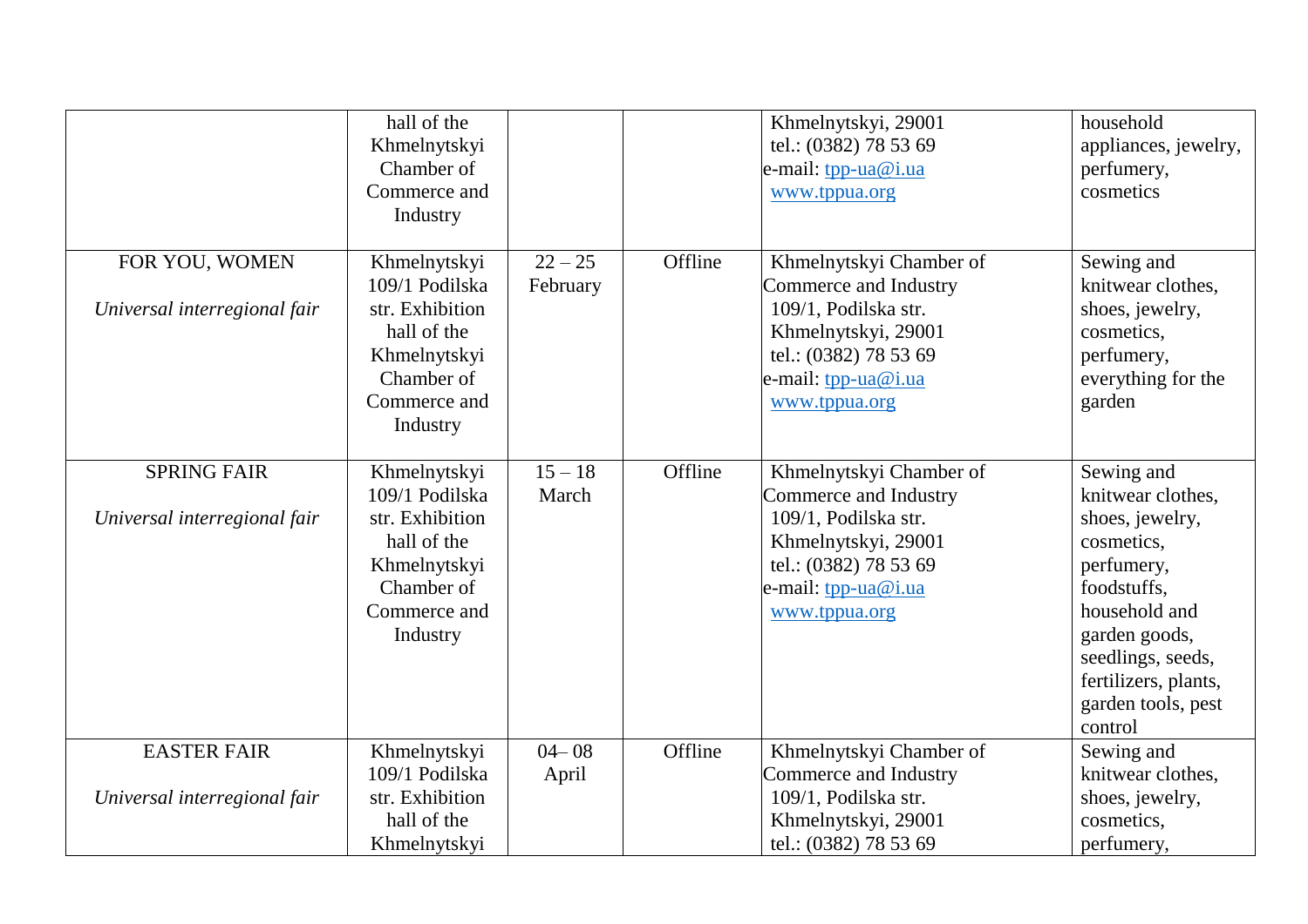| | | | | | |
|---|---|---|---|---|---|
| | hall of the Khmelnytskyi Chamber of Commerce and Industry | | | Khmelnytskyi, 29001<br>tel.: (0382) 78 53 69<br>e-mail: tpp-ua@i.ua<br>www.tppua.org | household appliances, jewelry, perfumery, cosmetics |
| FOR YOU, WOMEN<br><br>*Universal interregional fair* | Khmelnytskyi 109/1 Podilska str. Exhibition hall of the Khmelnytskyi Chamber of Commerce and Industry | 22 – 25 February | Offline | Khmelnytskyi Chamber of Commerce and Industry<br>109/1, Podilska str.<br>Khmelnytskyi, 29001<br>tel.: (0382) 78 53 69<br>e-mail: tpp-ua@i.ua<br>www.tppua.org | Sewing and knitwear clothes, shoes, jewelry, cosmetics, perfumery, everything for the garden |
| SPRING FAIR<br><br>*Universal interregional fair* | Khmelnytskyi 109/1 Podilska str. Exhibition hall of the Khmelnytskyi Chamber of Commerce and Industry | 15 – 18 March | Offline | Khmelnytskyi Chamber of Commerce and Industry<br>109/1, Podilska str.<br>Khmelnytskyi, 29001<br>tel.: (0382) 78 53 69<br>e-mail: tpp-ua@i.ua<br>www.tppua.org | Sewing and knitwear clothes, shoes, jewelry, cosmetics, perfumery, foodstuffs, household and garden goods, seedlings, seeds, fertilizers, plants, garden tools, pest control |
| EASTER FAIR<br><br>*Universal interregional fair* | Khmelnytskyi 109/1 Podilska str. Exhibition hall of the Khmelnytskyi | 04– 08 April | Offline | Khmelnytskyi Chamber of Commerce and Industry<br>109/1, Podilska str.<br>Khmelnytskyi, 29001<br>tel.: (0382) 78 53 69 | Sewing and knitwear clothes, shoes, jewelry, cosmetics, perfumery, |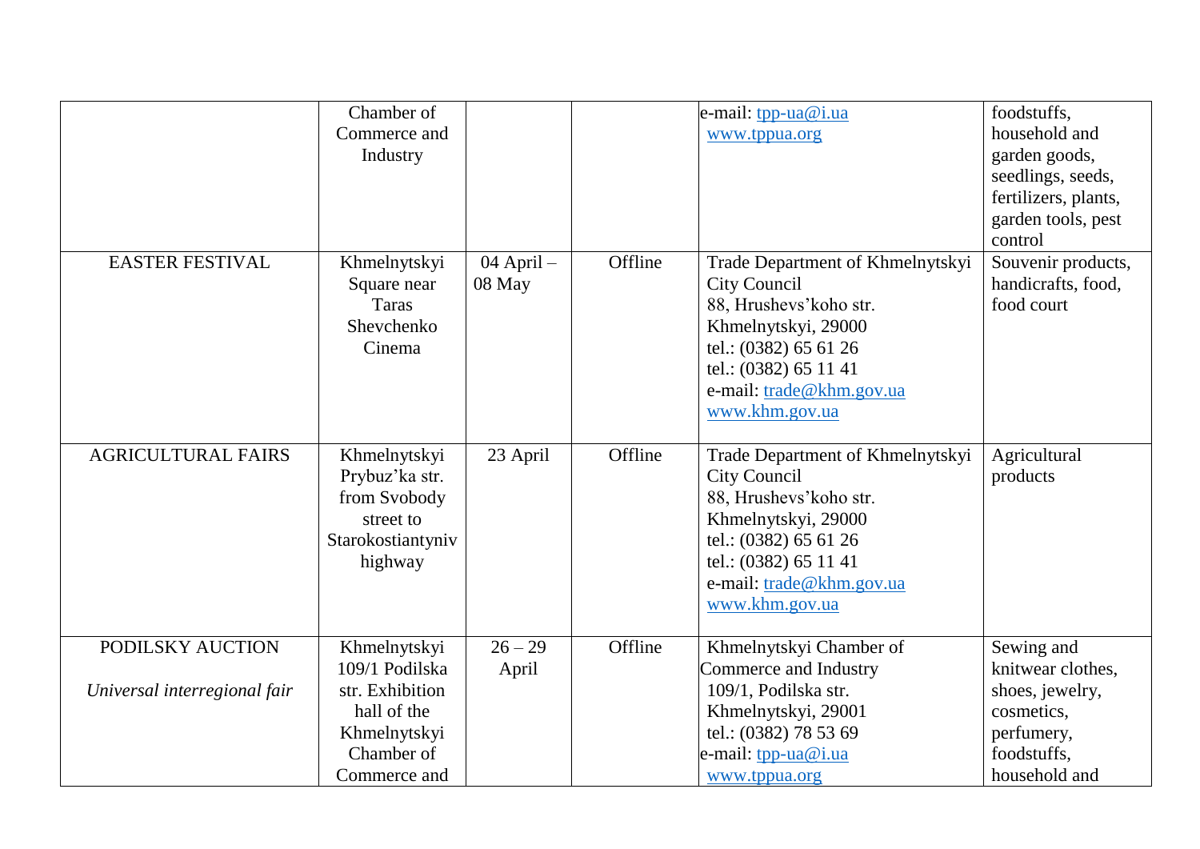| | | | | | |
|---|---|---|---|---|---|
| | Chamber of Commerce and Industry | | | e-mail: tpp-ua@i.ua www.tppua.org | foodstuffs, household and garden goods, seedlings, seeds, fertilizers, plants, garden tools, pest control |
| EASTER FESTIVAL | Khmelnytskyi Square near Taras Shevchenko Cinema | 04 April – 08 May | Offline | Trade Department of Khmelnytskyi City Council 88, Hrushevs'koho str. Khmelnytskyi, 29000 tel.: (0382) 65 61 26 tel.: (0382) 65 11 41 e-mail: trade@khm.gov.ua www.khm.gov.ua | Souvenir products, handicrafts, food, food court |
| AGRICULTURAL FAIRS | Khmelnytskyi Prybuz'ka str. from Svobody street to Starokostiantyniv highway | 23 April | Offline | Trade Department of Khmelnytskyi City Council 88, Hrushevs'koho str. Khmelnytskyi, 29000 tel.: (0382) 65 61 26 tel.: (0382) 65 11 41 e-mail: trade@khm.gov.ua www.khm.gov.ua | Agricultural products |
| PODILSKY AUCTION *Universal interregional fair* | Khmelnytskyi 109/1 Podilska str. Exhibition hall of the Khmelnytskyi Chamber of Commerce and | 26 – 29 April | Offline | Khmelnytskyi Chamber of Commerce and Industry 109/1, Podilska str. Khmelnytskyi, 29001 tel.: (0382) 78 53 69 e-mail: tpp-ua@i.ua www.tppua.org | Sewing and knitwear clothes, shoes, jewelry, cosmetics, perfumery, foodstuffs, household and |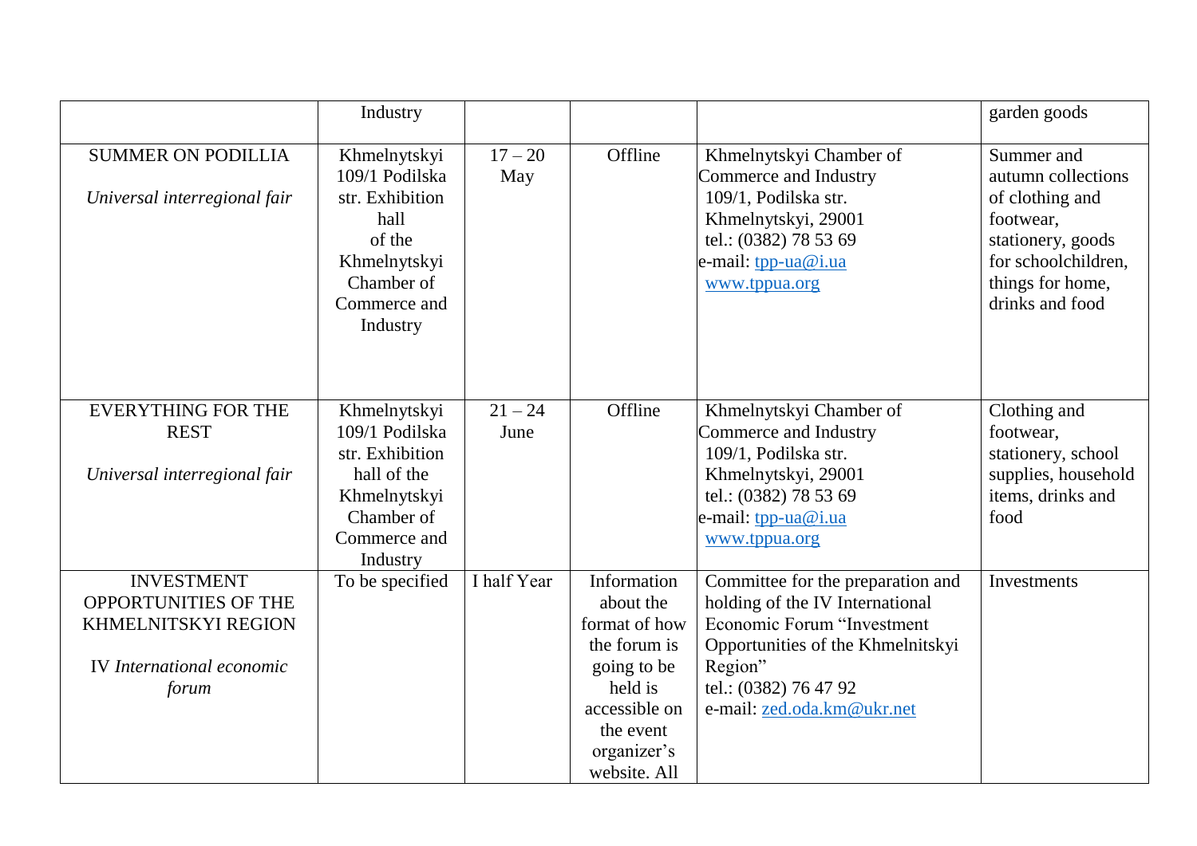| | | | | | |
|---|---|---|---|---|---|
| | Industry | | | | garden goods |
| SUMMER ON PODILLIA<br><br>*Universal interregional fair* | Khmelnytskyi 109/1 Podilska str. Exhibition hall of the Khmelnytskyi Chamber of Commerce and Industry | 17 – 20 May | Offline | Khmelnytskyi Chamber of Commerce and Industry<br>109/1, Podilska str.<br>Khmelnytskyi, 29001<br>tel.: (0382) 78 53 69<br>e-mail: tpp-ua@i.ua<br>www.tppua.org | Summer and autumn collections of clothing and footwear, stationery, goods for schoolchildren, things for home, drinks and food |
| EVERYTHING FOR THE REST<br><br>*Universal interregional fair* | Khmelnytskyi 109/1 Podilska str. Exhibition hall of the Khmelnytskyi Chamber of Commerce and Industry | 21 – 24 June | Offline | Khmelnytskyi Chamber of Commerce and Industry<br>109/1, Podilska str.<br>Khmelnytskyi, 29001<br>tel.: (0382) 78 53 69<br>e-mail: tpp-ua@i.ua<br>www.tppua.org | Clothing and footwear, stationery, school supplies, household items, drinks and food |
| INVESTMENT OPPORTUNITIES OF THE KHMELNITSKYI REGION<br><br>IV *International economic forum* | To be specified | I half Year | Information about the format of how the forum is going to be held is accessible on the event organizer's website. All | Committee for the preparation and holding of the IV International Economic Forum "Investment Opportunities of the Khmelnitskyi Region"<br>tel.: (0382) 76 47 92<br>e-mail: zed.oda.km@ukr.net | Investments |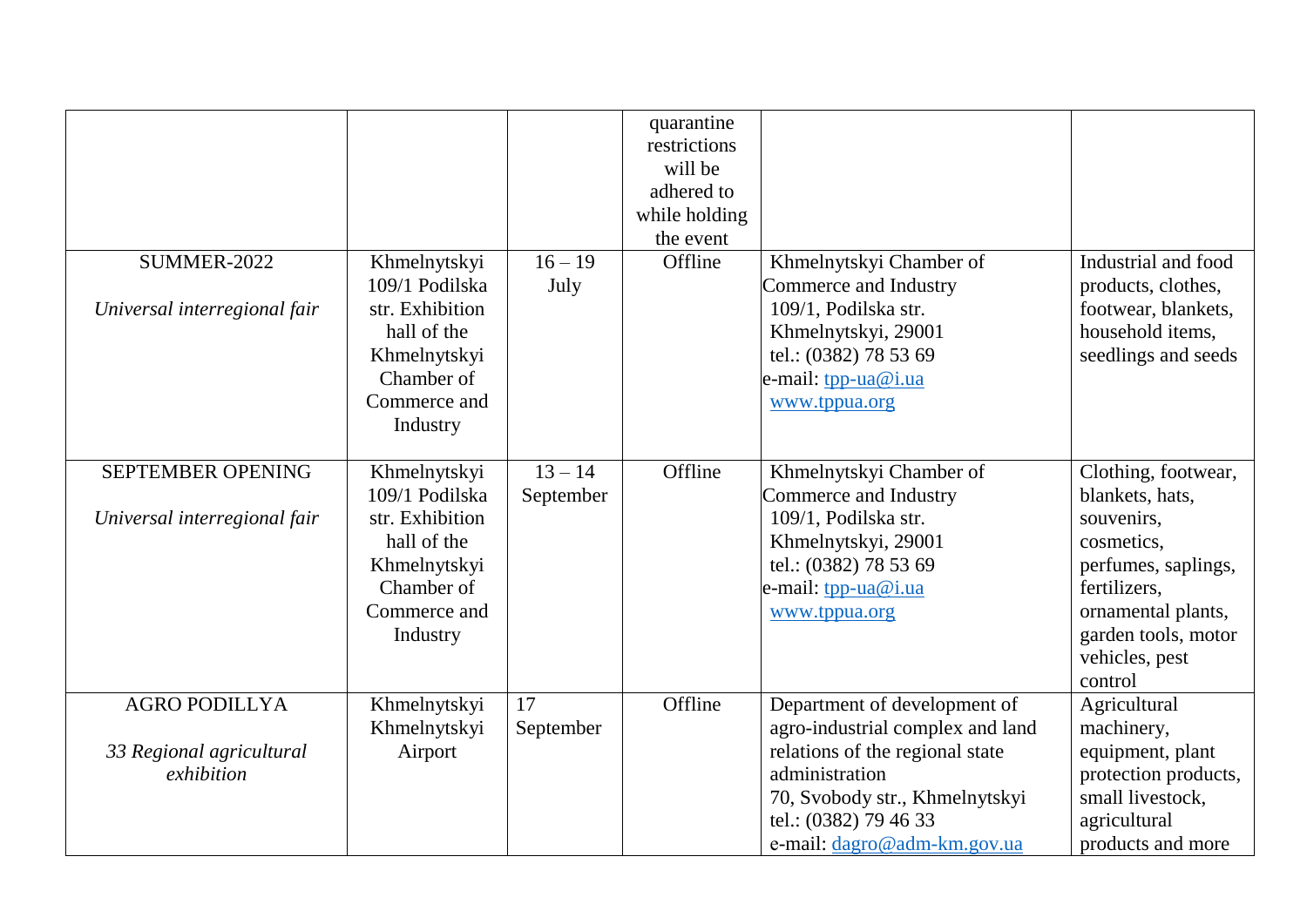| | | | quarantine restrictions will be adhered to while holding the event | | |
|---|---|---|---|---|---|
| SUMMER-2022<br><br>*Universal interregional fair* | Khmelnytskyi 109/1 Podilska str. Exhibition hall of the Khmelnytskyi Chamber of Commerce and Industry | 16 – 19 July | Offline | Khmelnytskyi Chamber of Commerce and Industry<br>109/1, Podilska str.<br>Khmelnytskyi, 29001<br>tel.: (0382) 78 53 69<br>e-mail: tpp-ua@i.ua<br>www.tppua.org | Industrial and food products, clothes, footwear, blankets, household items, seedlings and seeds |
| SEPTEMBER OPENING<br><br>*Universal interregional fair* | Khmelnytskyi 109/1 Podilska str. Exhibition hall of the Khmelnytskyi Chamber of Commerce and Industry | 13 – 14 September | Offline | Khmelnytskyi Chamber of Commerce and Industry<br>109/1, Podilska str.<br>Khmelnytskyi, 29001<br>tel.: (0382) 78 53 69<br>e-mail: tpp-ua@i.ua<br>www.tppua.org | Clothing, footwear, blankets, hats, souvenirs, cosmetics, perfumes, saplings, fertilizers, ornamental plants, garden tools, motor vehicles, pest control |
| AGRO PODILLYA<br><br>*33 Regional agricultural exhibition* | Khmelnytskyi Khmelnytskyi Airport | 17 September | Offline | Department of development of agro-industrial complex and land relations of the regional state administration<br>70, Svobody str., Khmelnytskyi<br>tel.: (0382) 79 46 33<br>e-mail: dagro@adm-km.gov.ua | Agricultural machinery, equipment, plant protection products, small livestock, agricultural products and more |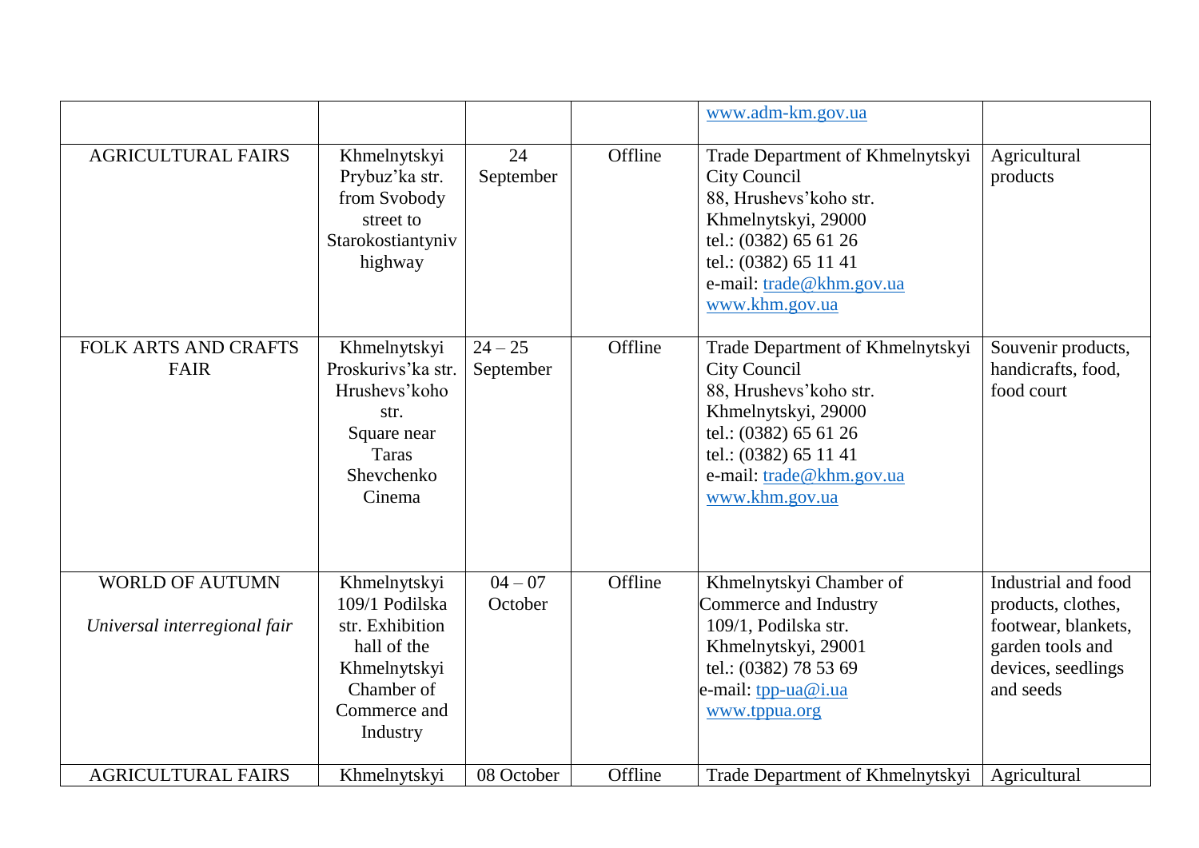| | | | | | |
|---|---|---|---|---|---|
| | | | | www.adm-km.gov.ua | |
| AGRICULTURAL FAIRS | Khmelnytskyi Prybuz'ka str. from Svobody street to Starokostiantyniv highway | 24 September | Offline | Trade Department of Khmelnytskyi City Council<br>88, Hrushevs'koho str.<br>Khmelnytskyi, 29000<br>tel.: (0382) 65 61 26<br>tel.: (0382) 65 11 41<br>e-mail: trade@khm.gov.ua<br>www.khm.gov.ua | Agricultural products |
| FOLK ARTS AND CRAFTS FAIR | Khmelnytskyi Proskurivs'ka str. Hrushevs'koho str. Square near Taras Shevchenko Cinema | 24 – 25 September | Offline | Trade Department of Khmelnytskyi City Council<br>88, Hrushevs'koho str.<br>Khmelnytskyi, 29000<br>tel.: (0382) 65 61 26<br>tel.: (0382) 65 11 41<br>e-mail: trade@khm.gov.ua<br>www.khm.gov.ua | Souvenir products, handicrafts, food, food court |
| WORLD OF AUTUMN<br>*Universal interregional fair* | Khmelnytskyi 109/1 Podilska str. Exhibition hall of the Khmelnytskyi Chamber of Commerce and Industry | 04 – 07 October | Offline | Khmelnytskyi Chamber of Commerce and Industry<br>109/1, Podilska str.<br>Khmelnytskyi, 29001<br>tel.: (0382) 78 53 69<br>e-mail: tpp-ua@i.ua<br>www.tppua.org | Industrial and food products, clothes, footwear, blankets, garden tools and devices, seedlings and seeds |
| AGRICULTURAL FAIRS | Khmelnytskyi | 08 October | Offline | Trade Department of Khmelnytskyi | Agricultural |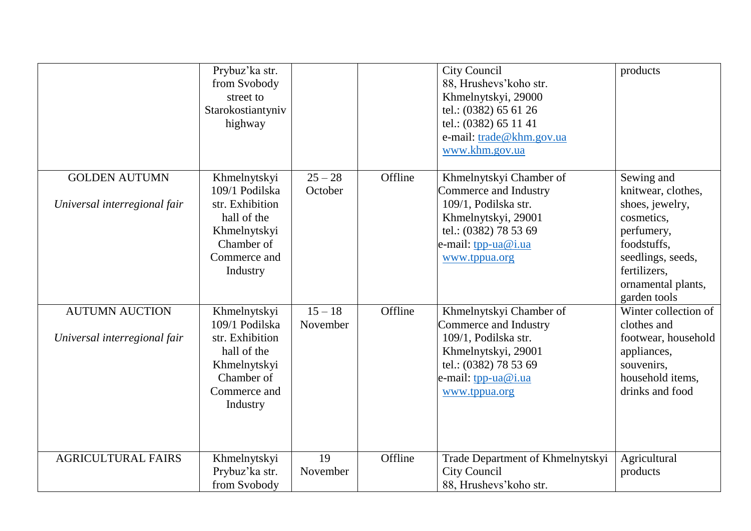| | | | | | |
|---|---|---|---|---|---|
| | Prybuz'ka str. from Svobody street to Starokostiantyniv highway | | | City Council<br>88, Hrushevs'koho str.<br>Khmelnytskyi, 29000<br>tel.: (0382) 65 61 26<br>tel.: (0382) 65 11 41<br>e-mail: trade@khm.gov.ua<br>www.khm.gov.ua | products |
| GOLDEN AUTUMN<br><br>*Universal interregional fair* | Khmelnytskyi 109/1 Podilska str. Exhibition hall of the Khmelnytskyi Chamber of Commerce and Industry | 25 – 28 October | Offline | Khmelnytskyi Chamber of Commerce and Industry<br>109/1, Podilska str.<br>Khmelnytskyi, 29001<br>tel.: (0382) 78 53 69<br>e-mail: tpp-ua@i.ua<br>www.tppua.org | Sewing and knitwear, clothes, shoes, jewelry, cosmetics, perfumery, foodstuffs, seedlings, seeds, fertilizers, ornamental plants, garden tools |
| AUTUMN AUCTION<br><br>*Universal interregional fair* | Khmelnytskyi 109/1 Podilska str. Exhibition hall of the Khmelnytskyi Chamber of Commerce and Industry | 15 – 18 November | Offline | Khmelnytskyi Chamber of Commerce and Industry<br>109/1, Podilska str.<br>Khmelnytskyi, 29001<br>tel.: (0382) 78 53 69<br>e-mail: tpp-ua@i.ua<br>www.tppua.org | Winter collection of clothes and footwear, household appliances, souvenirs, household items, drinks and food |
| AGRICULTURAL FAIRS | Khmelnytskyi Prybuz'ka str. from Svobody | 19 November | Offline | Trade Department of Khmelnytskyi City Council<br>88, Hrushevs'koho str. | Agricultural products |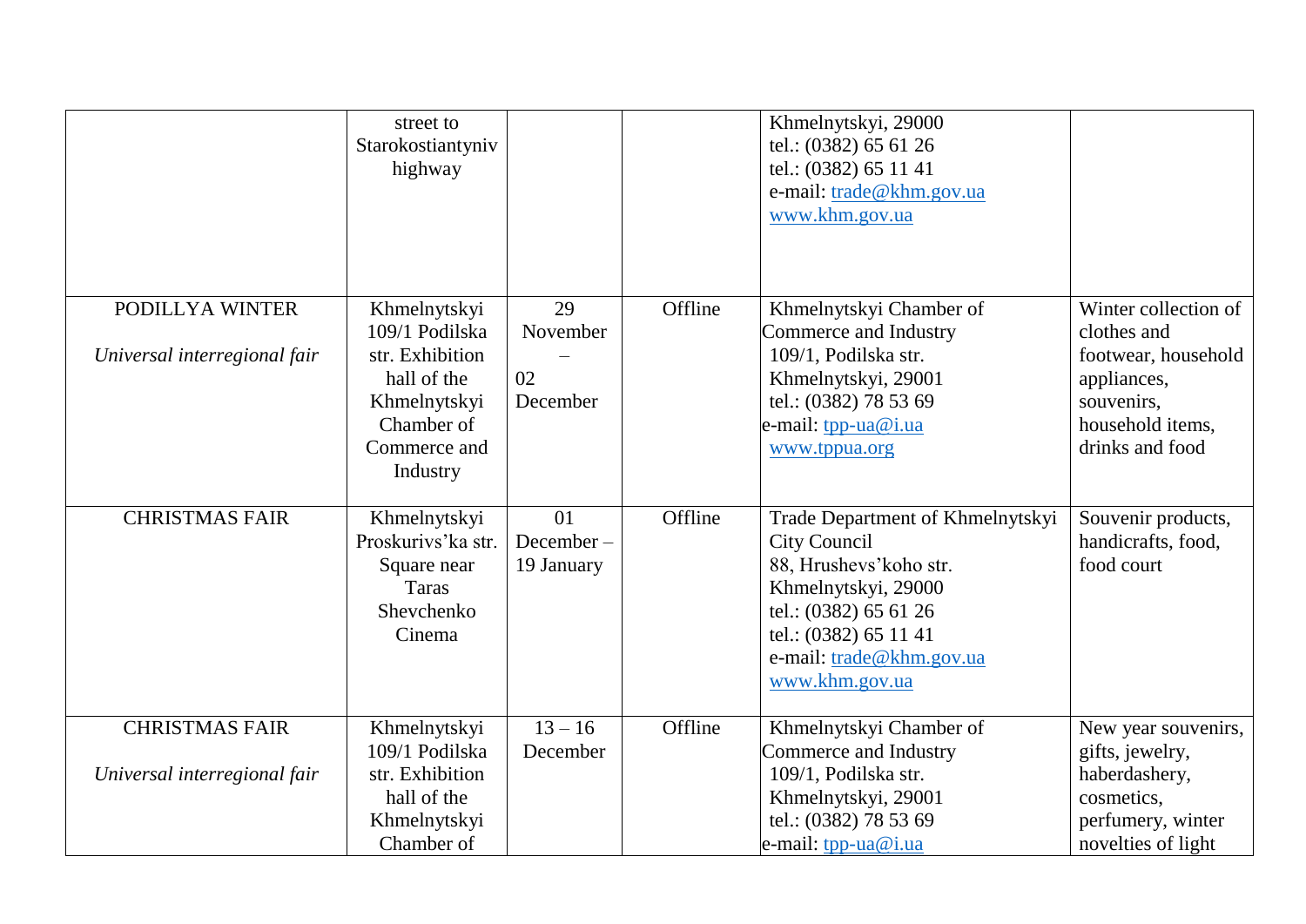| | | | | | |
|---|---|---|---|---|---|
| | street to Starokostiantyniv highway | | | Khmelnytskyi, 29000<br>tel.: (0382) 65 61 26<br>tel.: (0382) 65 11 41<br>e-mail: trade@khm.gov.ua<br>www.khm.gov.ua | |
| PODILLYA WINTER<br><br>*Universal interregional fair* | Khmelnytskyi 109/1 Podilska str. Exhibition hall of the Khmelnytskyi Chamber of Commerce and Industry | 29 November – 02 December | Offline | Khmelnytskyi Chamber of Commerce and Industry<br>109/1, Podilska str.<br>Khmelnytskyi, 29001<br>tel.: (0382) 78 53 69<br>e-mail: tpp-ua@i.ua<br>www.tppua.org | Winter collection of clothes and footwear, household appliances, souvenirs, household items, drinks and food |
| CHRISTMAS FAIR | Khmelnytskyi Proskurivs'ka str. Square near Taras Shevchenko Cinema | 01 December – 19 January | Offline | Trade Department of Khmelnytskyi City Council<br>88, Hrushevs'koho str.<br>Khmelnytskyi, 29000<br>tel.: (0382) 65 61 26<br>tel.: (0382) 65 11 41<br>e-mail: trade@khm.gov.ua<br>www.khm.gov.ua | Souvenir products, handicrafts, food, food court |
| CHRISTMAS FAIR<br><br>*Universal interregional fair* | Khmelnytskyi 109/1 Podilska str. Exhibition hall of the Khmelnytskyi Chamber of | 13 – 16 December | Offline | Khmelnytskyi Chamber of Commerce and Industry<br>109/1, Podilska str.<br>Khmelnytskyi, 29001<br>tel.: (0382) 78 53 69<br>e-mail: tpp-ua@i.ua | New year souvenirs, gifts, jewelry, haberdashery, cosmetics, perfumery, winter novelties of light |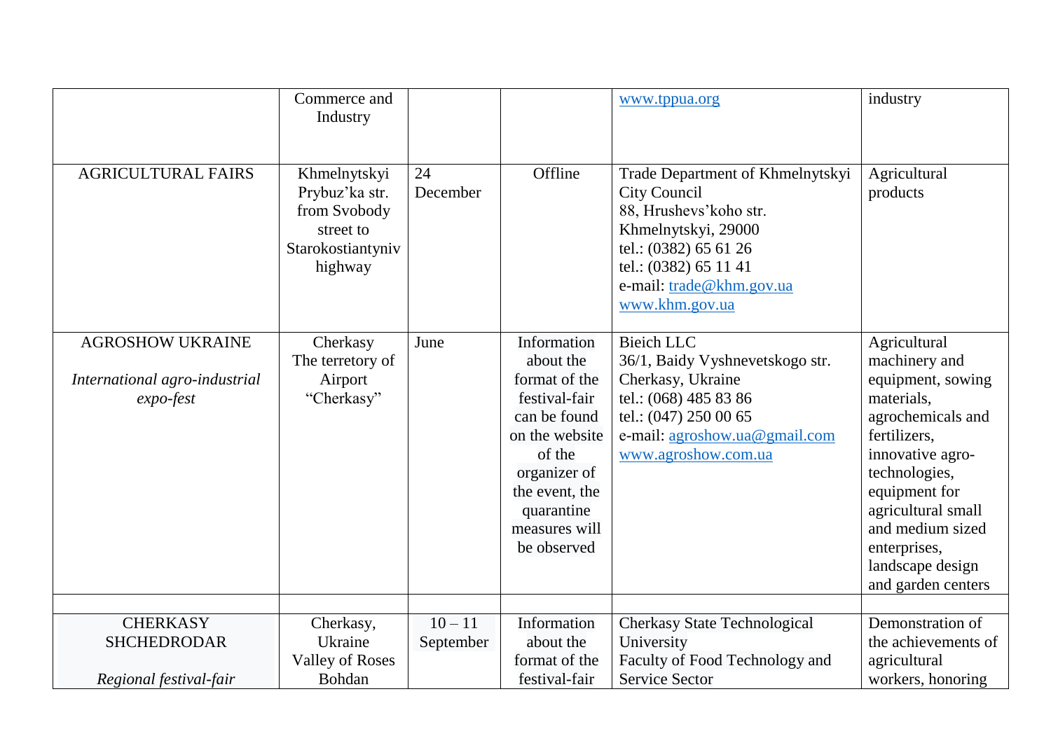| | | | | | |
|---|---|---|---|---|---|
| | Commerce and Industry | | | www.tppua.org | industry |
| AGRICULTURAL FAIRS | Khmelnytskyi Prybuz'ka str. from Svobody street to Starokostiantyniv highway | 24 December | Offline | Trade Department of Khmelnytskyi City Council<br>88, Hrushevs'koho str.<br>Khmelnytskyi, 29000<br>tel.: (0382) 65 61 26<br>tel.: (0382) 65 11 41<br>e-mail: trade@khm.gov.ua<br>www.khm.gov.ua | Agricultural products |
| AGROSHOW UKRAINE<br><br>*International agro-industrial expo-fest* | Cherkasy<br>The terretory of Airport "Cherkasy" | June | Information about the format of the festival-fair can be found on the website of the organizer of the event, the quarantine measures will be observed | Bieich LLC<br>36/1, Baidy Vyshnevetskogo str.<br>Cherkasy, Ukraine<br>tel.: (068) 485 83 86<br>tel.: (047) 250 00 65<br>e-mail: agroshow.ua@gmail.com<br>www.agroshow.com.ua | Agricultural machinery and equipment, sowing materials, agrochemicals and fertilizers, innovative agro-technologies, equipment for agricultural small and medium sized enterprises, landscape design and garden centers |
| | | | | | |
| CHERKASY SHCHEDRODAR<br><br>*Regional festival-fair* | Cherkasy, Ukraine<br>Valley of Roses Bohdan | 10 – 11 September | Information about the format of the festival-fair | Cherkasy State Technological University<br>Faculty of Food Technology and Service Sector | Demonstration of the achievements of agricultural workers, honoring |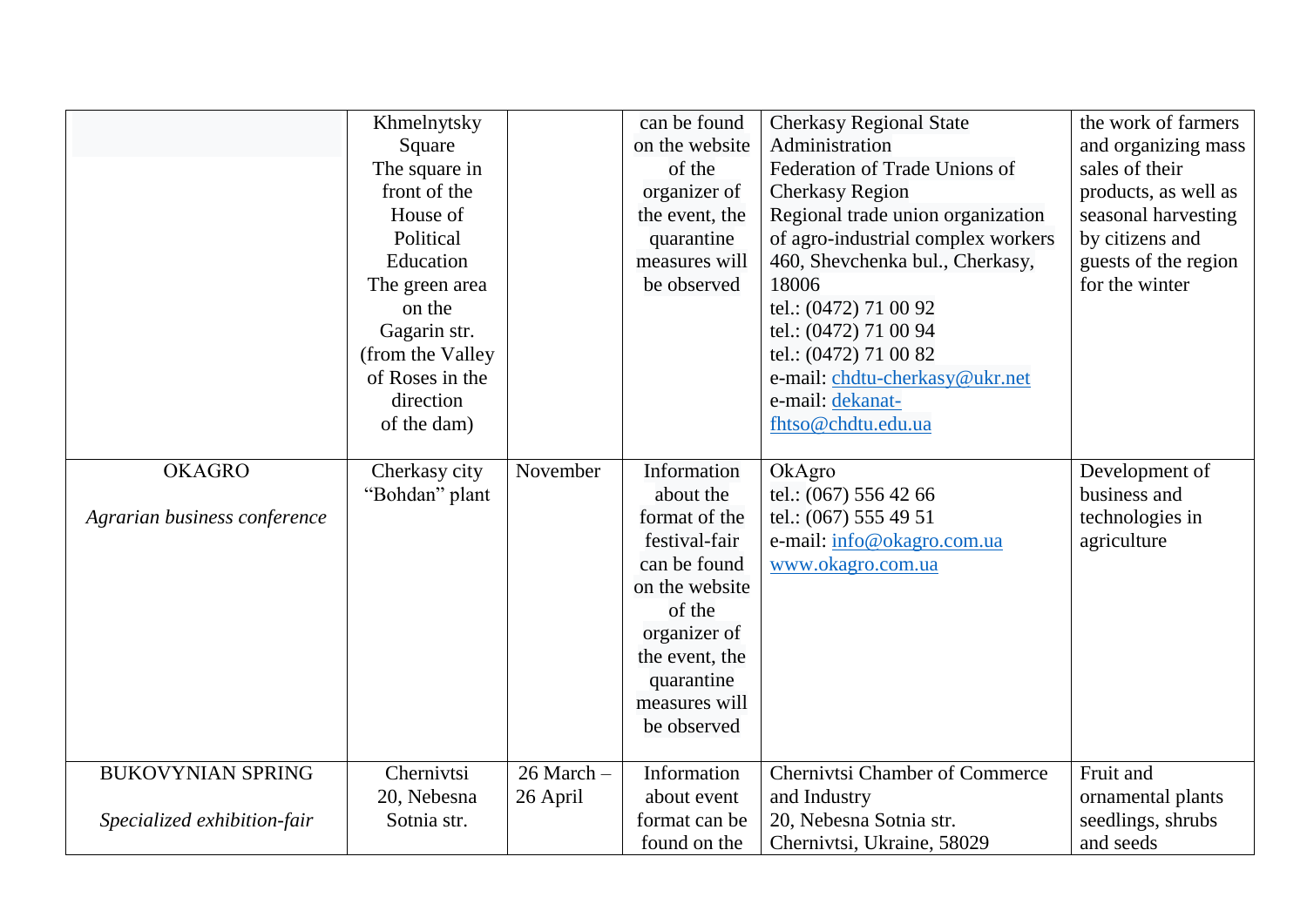| | | | | | |
|---|---|---|---|---|---|
| | Khmelnytsky Square<br>The square in front of the House of Political Education<br>The green area on the Gagarin str. (from the Valley of Roses in the direction of the dam) | | can be found on the website of the organizer of the event, the quarantine measures will be observed | Cherkasy Regional State Administration<br>Federation of Trade Unions of Cherkasy Region<br>Regional trade union organization of agro-industrial complex workers<br>460, Shevchenka bul., Cherkasy, 18006<br>tel.: (0472) 71 00 92<br>tel.: (0472) 71 00 94<br>tel.: (0472) 71 00 82<br>e-mail: chdtu-cherkasy@ukr.net<br>e-mail: dekanat-fhtso@chdtu.edu.ua | the work of farmers and organizing mass sales of their products, as well as seasonal harvesting by citizens and guests of the region for the winter |
| OKAGRO<br><br>*Agrarian business conference* | Cherkasy city "Bohdan" plant | November | Information about the format of the festival-fair can be found on the website of the organizer of the event, the quarantine measures will be observed | OkAgro<br>tel.: (067) 556 42 66<br>tel.: (067) 555 49 51<br>e-mail: info@okagro.com.ua<br>www.okagro.com.ua | Development of business and technologies in agriculture |
| BUKOVYNIAN SPRING<br><br>*Specialized exhibition-fair* | Chernivtsi<br>20, Nebesna Sotnia str. | 26 March – 26 April | Information about event format can be found on the | Chernivtsi Chamber of Commerce and Industry<br>20, Nebesna Sotnia str.<br>Chernivtsi, Ukraine, 58029 | Fruit and ornamental plants seedlings, shrubs and seeds |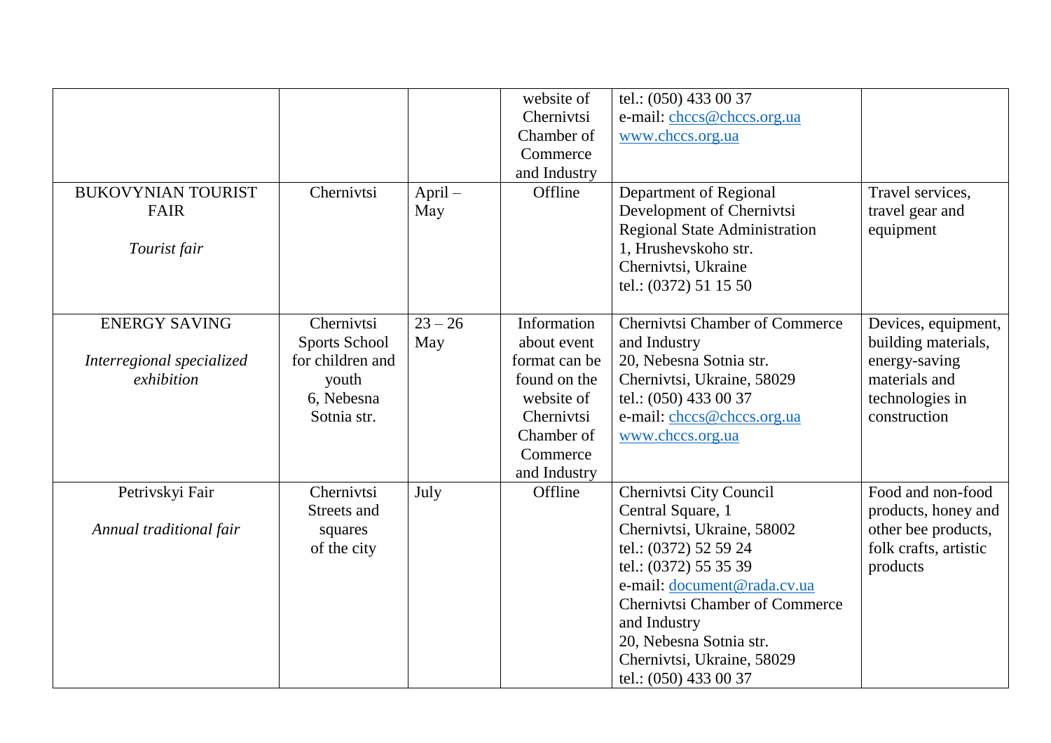| | | | | | |
|---|---|---|---|---|---|
| | | | website of Chernivtsi Chamber of Commerce and Industry | tel.: (050) 433 00 37<br>e-mail: chccs@chccs.org.ua<br>www.chccs.org.ua | |
| BUKOVYNIAN TOURIST FAIR<br><br>*Tourist fair* | Chernivtsi | April – May | Offline | Department of Regional Development of Chernivtsi Regional State Administration<br>1, Hrushevskoho str.<br>Chernivtsi, Ukraine<br>tel.: (0372) 51 15 50 | Travel services, travel gear and equipment |
| ENERGY SAVING<br><br>*Interregional specialized exhibition* | Chernivtsi Sports School for children and youth<br>6, Nebesna Sotnia str. | 23 – 26 May | Information about event format can be found on the website of Chernivtsi Chamber of Commerce and Industry | Chernivtsi Chamber of Commerce and Industry<br>20, Nebesna Sotnia str.<br>Chernivtsi, Ukraine, 58029<br>tel.: (050) 433 00 37<br>e-mail: chccs@chccs.org.ua<br>www.chccs.org.ua | Devices, equipment, building materials, energy-saving materials and technologies in construction |
| Petrivskyi Fair<br><br>*Annual traditional fair* | Chernivtsi Streets and squares of the city | July | Offline | Chernivtsi City Council<br>Central Square, 1<br>Chernivtsi, Ukraine, 58002<br>tel.: (0372) 52 59 24<br>tel.: (0372) 55 35 39<br>e-mail: document@rada.cv.ua<br>Chernivtsi Chamber of Commerce and Industry<br>20, Nebesna Sotnia str.<br>Chernivtsi, Ukraine, 58029<br>tel.: (050) 433 00 37 | Food and non-food products, honey and other bee products, folk crafts, artistic products |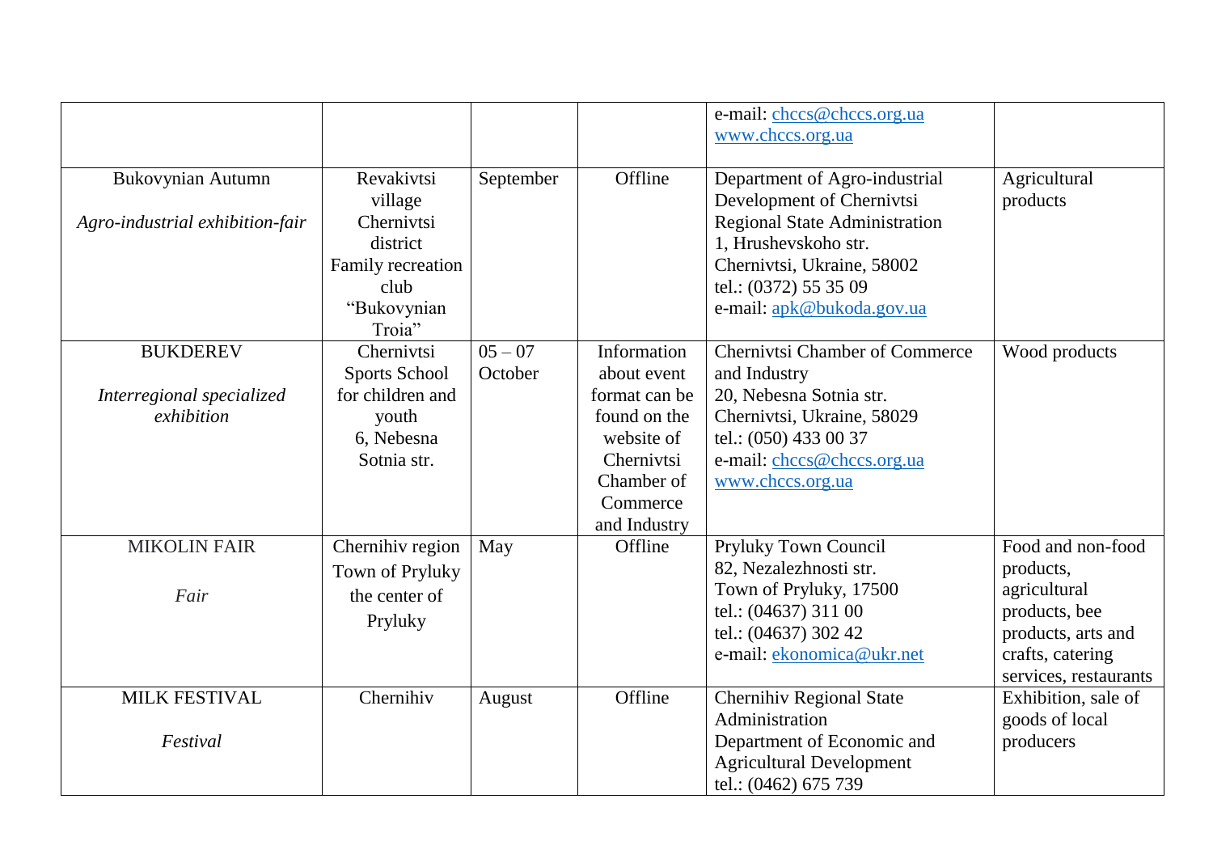| | | | | e-mail: chccs@chccs.org.ua<br>www.chccs.org.ua | |
|---|---|---|---|---|---|
| Bukovynian Autumn<br><br>*Agro-industrial exhibition-fair* | Revakivtsi village<br>Chernivtsi district<br>Family recreation club<br>“Bukovynian Troia” | September | Offline | Department of Agro-industrial Development of Chernivtsi Regional State Administration<br>1, Hrushevskoho str.<br>Chernivtsi, Ukraine, 58002<br>tel.: (0372) 55 35 09<br>e-mail: apk@bukoda.gov.ua | Agricultural products |
| BUKDEREV<br><br>*Interregional specialized exhibition* | Chernivtsi Sports School for children and youth<br>6, Nebesna Sotnia str. | 05 – 07 October | Information about event format can be found on the website of Chernivtsi Chamber of Commerce and Industry | Chernivtsi Chamber of Commerce and Industry<br>20, Nebesna Sotnia str.<br>Chernivtsi, Ukraine, 58029<br>tel.: (050) 433 00 37<br>e-mail: chccs@chccs.org.ua<br>www.chccs.org.ua | Wood products |
| MIKOLIN FAIR<br><br>*Fair* | Chernihiv region<br>Town of Pryluky<br>the center of Pryluky | May | Offline | Pryluky Town Council<br>82, Nezalezhnosti str.<br>Town of Pryluky, 17500<br>tel.: (04637) 311 00<br>tel.: (04637) 302 42<br>e-mail: ekonomica@ukr.net | Food and non-food products, agricultural products, bee products, arts and crafts, catering services, restaurants |
| MILK FESTIVAL<br><br>*Festival* | Chernihiv | August | Offline | Chernihiv Regional State Administration<br>Department of Economic and Agricultural Development<br>tel.: (0462) 675 739 | Exhibition, sale of goods of local producers |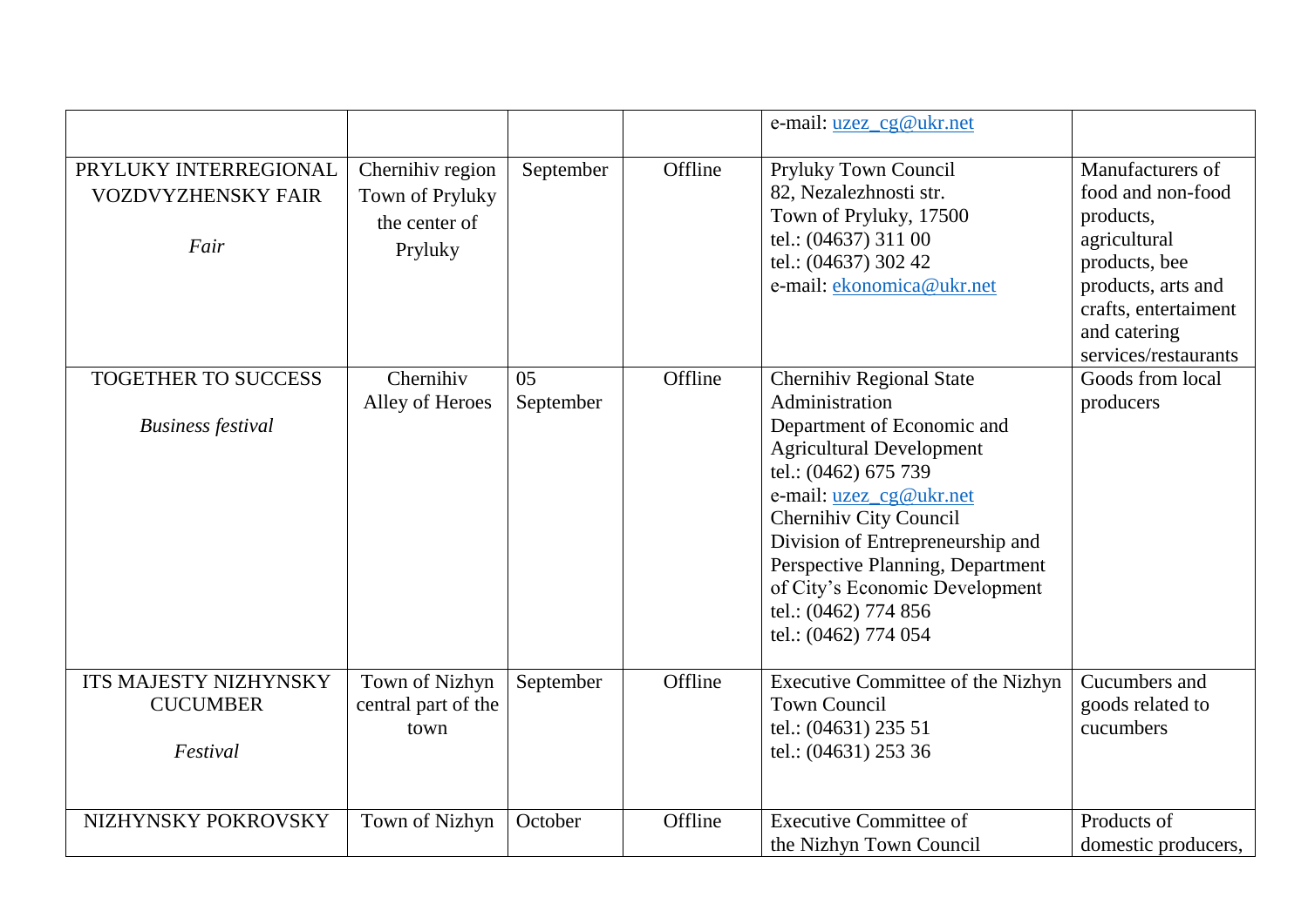| | | | | | |
|---|---|---|---|---|---|
| | | | | e-mail: uzez_cg@ukr.net | |
| PRYLUKY INTERREGIONAL VOZDVYZHENSKY FAIR<br><br>*Fair* | Chernihiv region Town of Pryluky the center of Pryluky | September | Offline | Pryluky Town Council<br>82, Nezalezhnosti str.<br>Town of Pryluky, 17500<br>tel.: (04637) 311 00<br>tel.: (04637) 302 42<br>e-mail: ekonomica@ukr.net | Manufacturers of food and non-food products, agricultural products, bee products, arts and crafts, entertaiment and catering services/restaurants |
| TOGETHER TO SUCCESS<br><br>*Business festival* | Chernihiv Alley of Heroes | 05 September | Offline | Chernihiv Regional State Administration<br>Department of Economic and Agricultural Development<br>tel.: (0462) 675 739<br>e-mail: uzez_cg@ukr.net<br>Chernihiv City Council<br>Division of Entrepreneurship and Perspective Planning, Department of City's Economic Development<br>tel.: (0462) 774 856<br>tel.: (0462) 774 054 | Goods from local producers |
| ITS MAJESTY NIZHYNSKY CUCUMBER<br><br>*Festival* | Town of Nizhyn central part of the town | September | Offline | Executive Committee of the Nizhyn Town Council<br>tel.: (04631) 235 51<br>tel.: (04631) 253 36 | Cucumbers and goods related to cucumbers |
| NIZHYNSKY POKROVSKY | Town of Nizhyn | October | Offline | Executive Committee of the Nizhyn Town Council | Products of domestic producers, |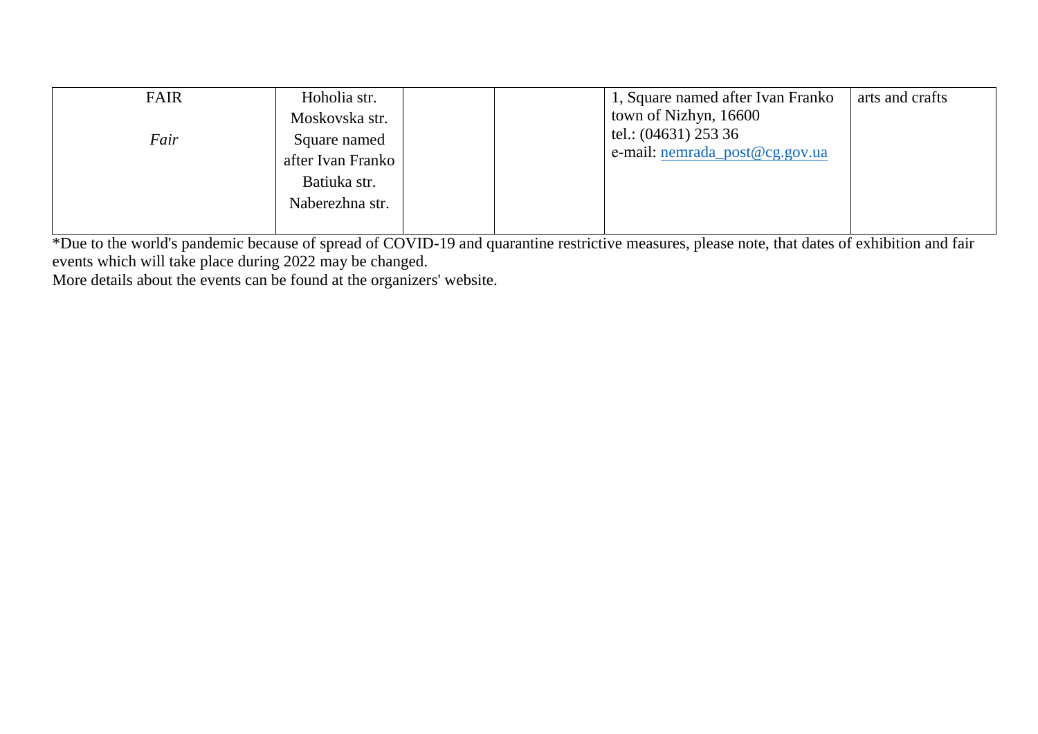| | | | | | |
|---|---|---|---|---|---|
| FAIR<br><br>*Fair* | Hoholia str.<br>Moskovska str.<br>Square named after Ivan Franko<br>Batiuka str.<br>Naberezhna str. | | | 1, Square named after Ivan Franko<br>town of Nizhyn, 16600<br>tel.: (04631) 253 36<br>e-mail: nemrada_post@cg.gov.ua | arts and crafts |

*Due to the world's pandemic because of spread of COVID-19 and quarantine restrictive measures, please note, that dates of exhibition and fair events which will take place during 2022 may be changed.

More details about the events can be found at the organizers' website.